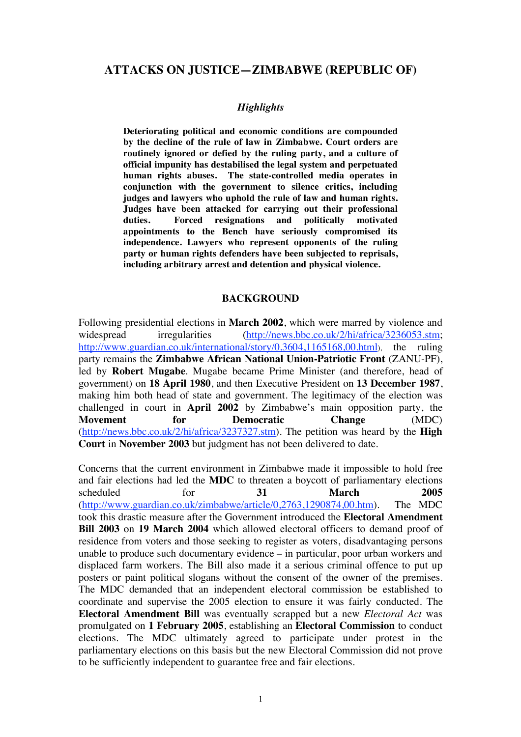# ATTACKS ON JUSTICE—ZIMBABWE (REPUBLIC OF)

### *Highlights*

**Deteriorating political and economic conditions are compounded by the decline of the rule of law in Zimbabwe. Court orders are routinely ignored or defied by the ruling party, and a culture of official impunity has destabilised the legal system and perpetuated human rights abuses. The state-controlled media operates in conjunction with the government to silence critics, including judges and lawyers who uphold the rule of law and human rights. Judges have been attacked for carrying out their professional duties. Forced resignations and politically motivated appointments to the Bench have seriously compromised its independence. Lawyers who represent opponents of the ruling party or human rights defenders have been subjected to reprisals, including arbitrary arrest and detention and physical violence.**

## BACKGROUND

Following presidential elections in **March 2002**, which were marred by violence and widespread irregularities (http://news.bbc.co.uk/2/hi/africa/3236053.stm; http://www.guardian.co.uk/international/story/0,3604,1165168,00.html), the ruling party remains the **Zimbabwe African National Union-Patriotic Front** (ZANU-PF), led by **Robert Mugabe**. Mugabe became Prime Minister (and therefore, head of government) on **18 April 1980**, and then Executive President on **13 December 1987**, making him both head of state and government. The legitimacy of the election was challenged in court in **April 2002** by Zimbabwe's main opposition party, the **Movement for Democratic Change** (MDC) (http://news.bbc.co.uk/2/hi/africa/3237327.stm). The petition was heard by the **High Court** in **November 2003** but judgment has not been delivered to date.

Concerns that the current environment in Zimbabwe made it impossible to hold free and fair elections had led the **MDC** to threaten a boycott of parliamentary elections scheduled for **31 March 2005** (http://www.guardian.co.uk/zimbabwe/article/0,2763,1290874,00.htm). The MDC took this drastic measure after the Government introduced the **Electoral Amendment Bill 2003** on **19 March 2004** which allowed electoral officers to demand proof of residence from voters and those seeking to register as voters, disadvantaging persons unable to produce such documentary evidence – in particular, poor urban workers and displaced farm workers. The Bill also made it a serious criminal offence to put up posters or paint political slogans without the consent of the owner of the premises. The MDC demanded that an independent electoral commission be established to coordinate and supervise the 2005 election to ensure it was fairly conducted. The **Electoral Amendment Bill** was eventually scrapped but a new *Electoral Act* was promulgated on **1 February 2005**, establishing an **Electoral Commission** to conduct elections. The MDC ultimately agreed to participate under protest in the parliamentary elections on this basis but the new Electoral Commission did not prove to be sufficiently independent to guarantee free and fair elections.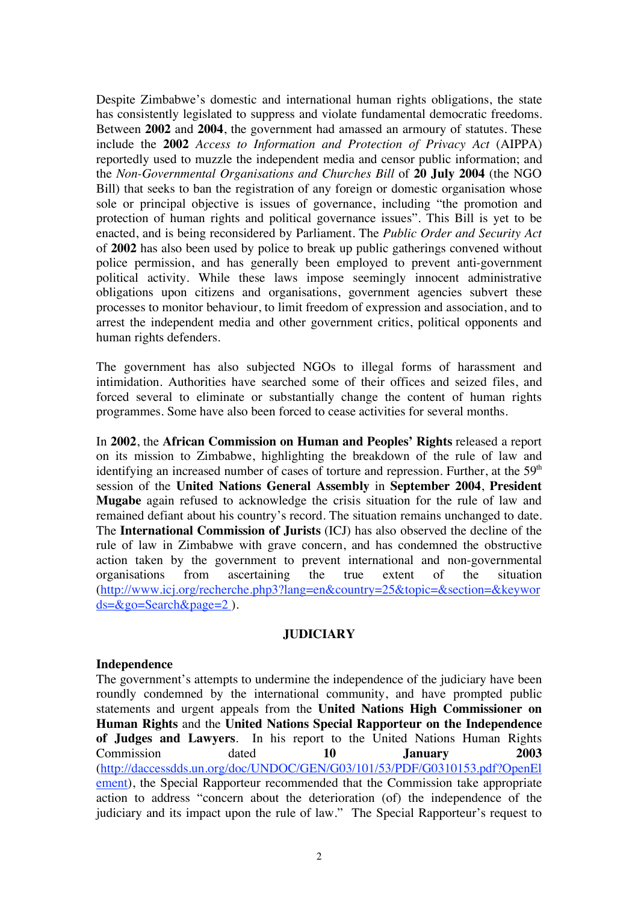Despite Zimbabwe's domestic and international human rights obligations, the state has consistently legislated to suppress and violate fundamental democratic freedoms. Between **2002** and **2004**, the government had amassed an armoury of statutes. These include the **2002** *Access to Information and Protection of Privacy Act* (AIPPA) reportedly used to muzzle the independent media and censor public information; and the *Non-Governmental Organisations and Churches Bill* of **20 July 2004** (the NGO Bill) that seeks to ban the registration of any foreign or domestic organisation whose sole or principal objective is issues of governance, including "the promotion and protection of human rights and political governance issues". This Bill is yet to be enacted, and is being reconsidered by Parliament. The *Public Order and Security Act* of **2002** has also been used by police to break up public gatherings convened without police permission, and has generally been employed to prevent anti-government political activity. While these laws impose seemingly innocent administrative obligations upon citizens and organisations, government agencies subvert these processes to monitor behaviour, to limit freedom of expression and association, and to arrest the independent media and other government critics, political opponents and human rights defenders.

The government has also subjected NGOs to illegal forms of harassment and intimidation. Authorities have searched some of their offices and seized files, and forced several to eliminate or substantially change the content of human rights programmes. Some have also been forced to cease activities for several months.

In **2002**, the **African Commission on Human and Peoples' Rights** released a report on its mission to Zimbabwe, highlighting the breakdown of the rule of law and identifying an increased number of cases of torture and repression. Further, at the 59th session of the **United Nations General Assembly** in **September 2004**, **President Mugabe** again refused to acknowledge the crisis situation for the rule of law and remained defiant about his country's record. The situation remains unchanged to date. The **International Commission of Jurists** (ICJ) has also observed the decline of the rule of law in Zimbabwe with grave concern, and has condemned the obstructive action taken by the government to prevent international and non-governmental organisations from ascertaining the true extent of the situation (http://www.icj.org/recherche.php3?lang=en&country=25&topic=&section=&keywords=&go=Search&page=2 ).

## JUDICIARY

### Independence

The government's attempts to undermine the independence of the judiciary have been roundly condemned by the international community, and have prompted public statements and urgent appeals from the **United Nations High Commissioner on Human Rights** and the **United Nations Special Rapporteur on the Independence of Judges and Lawyers**. In his report to the United Nations Human Rights Commission dated **10 January 2003** (http://daccessdds.un.org/doc/UNDOC/GEN/G03/101/53/PDF/G0310153.pdf?OpenElement), the Special Rapporteur recommended that the Commission take appropriate action to address "concern about the deterioration (of) the independence of the judiciary and its impact upon the rule of law." The Special Rapporteur's request to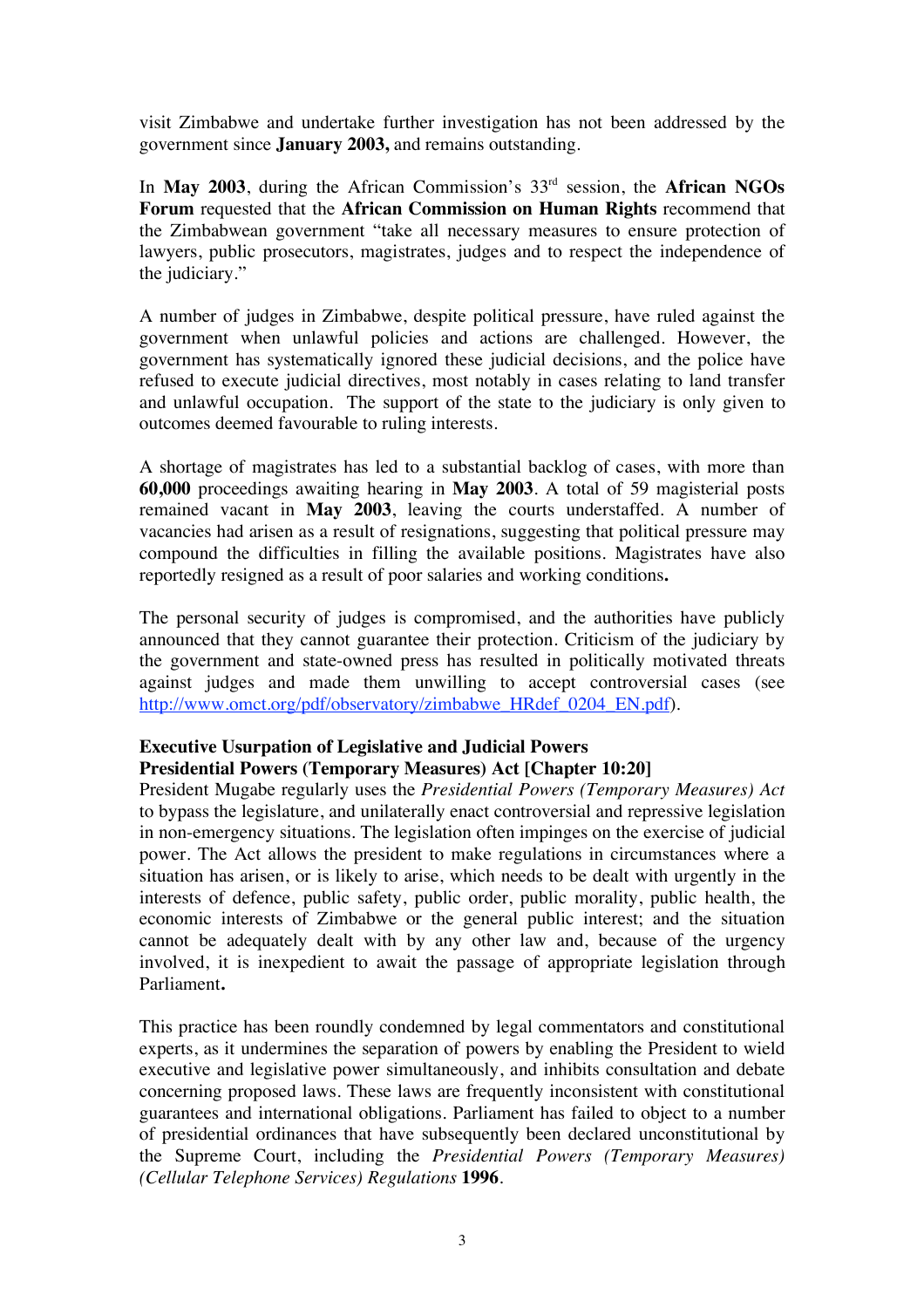visit Zimbabwe and undertake further investigation has not been addressed by the government since **January 2003,** and remains outstanding.

In **May 2003**, during the African Commission's 33rd session, the **African NGOs Forum** requested that the **African Commission on Human Rights** recommend that the Zimbabwean government "take all necessary measures to ensure protection of lawyers, public prosecutors, magistrates, judges and to respect the independence of the judiciary."

A number of judges in Zimbabwe, despite political pressure, have ruled against the government when unlawful policies and actions are challenged. However, the government has systematically ignored these judicial decisions, and the police have refused to execute judicial directives, most notably in cases relating to land transfer and unlawful occupation. The support of the state to the judiciary is only given to outcomes deemed favourable to ruling interests.

A shortage of magistrates has led to a substantial backlog of cases, with more than **60,000** proceedings awaiting hearing in **May 2003**. A total of 59 magisterial posts remained vacant in **May 2003**, leaving the courts understaffed. A number of vacancies had arisen as a result of resignations, suggesting that political pressure may compound the difficulties in filling the available positions. Magistrates have also reportedly resigned as a result of poor salaries and working conditions**.**

The personal security of judges is compromised, and the authorities have publicly announced that they cannot guarantee their protection. Criticism of the judiciary by the government and state-owned press has resulted in politically motivated threats against judges and made them unwilling to accept controversial cases (see http://www.omct.org/pdf/observatory/zimbabwe_HRdef_0204_EN.pdf).

**Executive Usurpation of Legislative and Judicial Powers**
**Presidential Powers (Temporary Measures) Act [Chapter 10:20]**

President Mugabe regularly uses the *Presidential Powers (Temporary Measures) Act* to bypass the legislature, and unilaterally enact controversial and repressive legislation in non-emergency situations. The legislation often impinges on the exercise of judicial power. The Act allows the president to make regulations in circumstances where a situation has arisen, or is likely to arise, which needs to be dealt with urgently in the interests of defence, public safety, public order, public morality, public health, the economic interests of Zimbabwe or the general public interest; and the situation cannot be adequately dealt with by any other law and, because of the urgency involved, it is inexpedient to await the passage of appropriate legislation through Parliament**.**

This practice has been roundly condemned by legal commentators and constitutional experts, as it undermines the separation of powers by enabling the President to wield executive and legislative power simultaneously, and inhibits consultation and debate concerning proposed laws. These laws are frequently inconsistent with constitutional guarantees and international obligations. Parliament has failed to object to a number of presidential ordinances that have subsequently been declared unconstitutional by the Supreme Court, including the *Presidential Powers (Temporary Measures) (Cellular Telephone Services) Regulations* **1996**.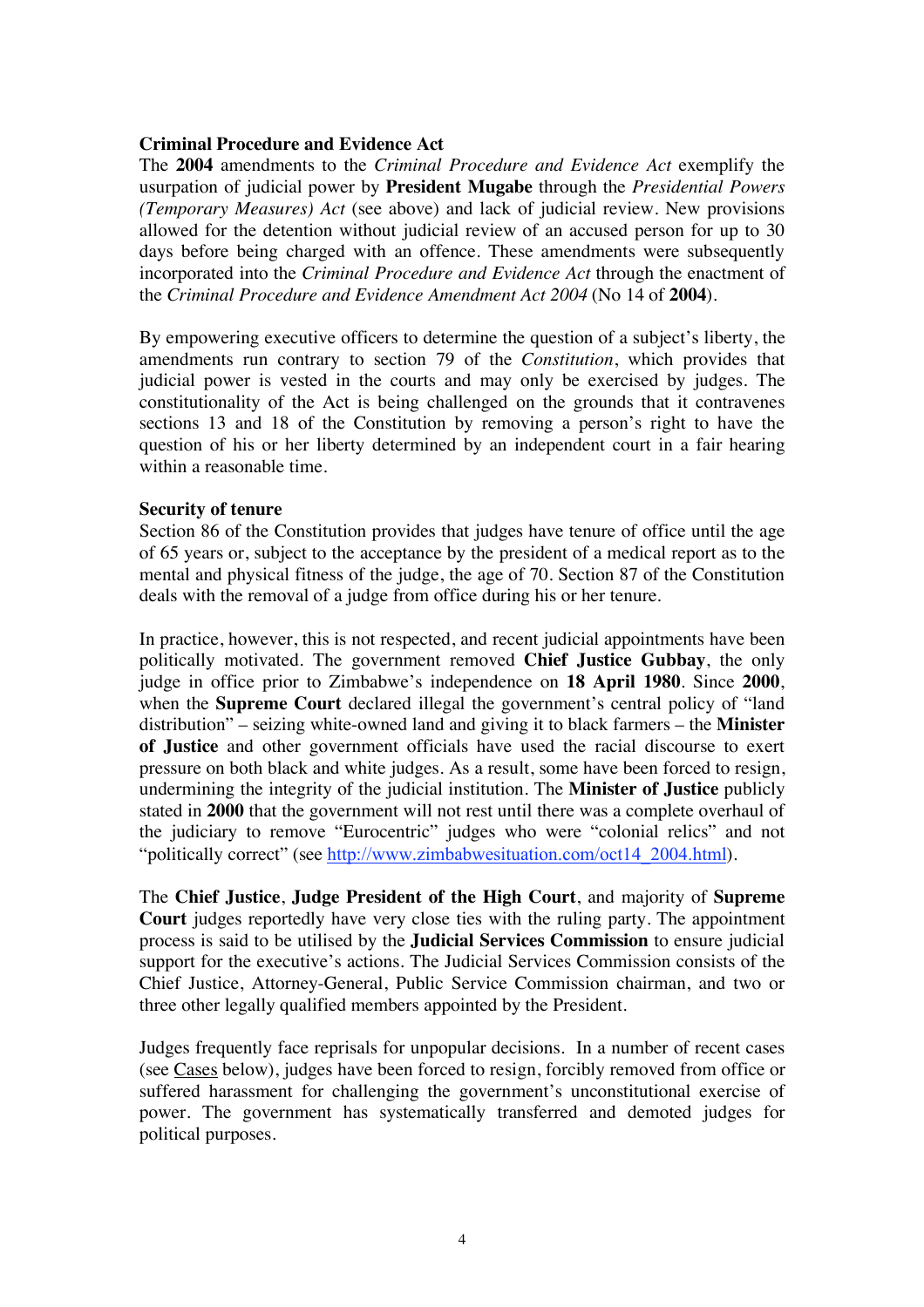**Criminal Procedure and Evidence Act**

The **2004** amendments to the *Criminal Procedure and Evidence Act* exemplify the usurpation of judicial power by **President Mugabe** through the *Presidential Powers (Temporary Measures) Act* (see above) and lack of judicial review. New provisions allowed for the detention without judicial review of an accused person for up to 30 days before being charged with an offence. These amendments were subsequently incorporated into the *Criminal Procedure and Evidence Act* through the enactment of the *Criminal Procedure and Evidence Amendment Act 2004* (No 14 of **2004**).

By empowering executive officers to determine the question of a subject's liberty, the amendments run contrary to section 79 of the *Constitution*, which provides that judicial power is vested in the courts and may only be exercised by judges. The constitutionality of the Act is being challenged on the grounds that it contravenes sections 13 and 18 of the Constitution by removing a person's right to have the question of his or her liberty determined by an independent court in a fair hearing within a reasonable time.

**Security of tenure**

Section 86 of the Constitution provides that judges have tenure of office until the age of 65 years or, subject to the acceptance by the president of a medical report as to the mental and physical fitness of the judge, the age of 70. Section 87 of the Constitution deals with the removal of a judge from office during his or her tenure.

In practice, however, this is not respected, and recent judicial appointments have been politically motivated. The government removed **Chief Justice Gubbay**, the only judge in office prior to Zimbabwe's independence on **18 April 1980**. Since **2000**, when the **Supreme Court** declared illegal the government's central policy of "land distribution" – seizing white-owned land and giving it to black farmers – the **Minister of Justice** and other government officials have used the racial discourse to exert pressure on both black and white judges. As a result, some have been forced to resign, undermining the integrity of the judicial institution. The **Minister of Justice** publicly stated in **2000** that the government will not rest until there was a complete overhaul of the judiciary to remove "Eurocentric" judges who were "colonial relics" and not "politically correct" (see http://www.zimbabwesituation.com/oct14_2004.html).

The **Chief Justice**, **Judge President of the High Court**, and majority of **Supreme Court** judges reportedly have very close ties with the ruling party. The appointment process is said to be utilised by the **Judicial Services Commission** to ensure judicial support for the executive's actions. The Judicial Services Commission consists of the Chief Justice, Attorney-General, Public Service Commission chairman, and two or three other legally qualified members appointed by the President.

Judges frequently face reprisals for unpopular decisions. In a number of recent cases (see Cases below), judges have been forced to resign, forcibly removed from office or suffered harassment for challenging the government's unconstitutional exercise of power. The government has systematically transferred and demoted judges for political purposes.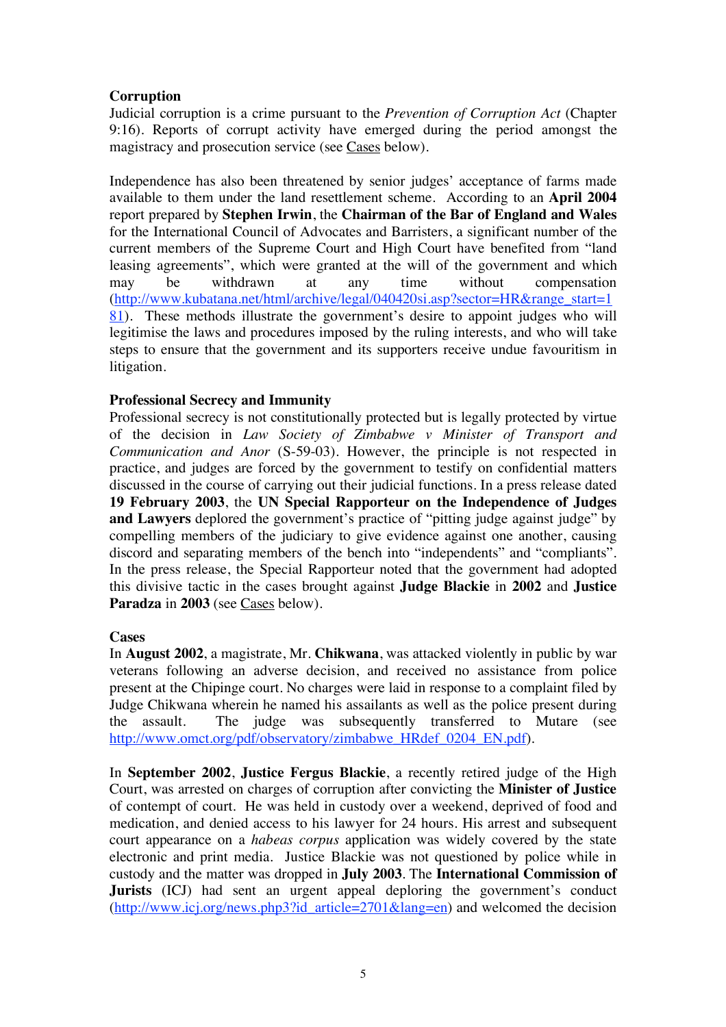**Corruption**

Judicial corruption is a crime pursuant to the *Prevention of Corruption Act* (Chapter 9:16). Reports of corrupt activity have emerged during the period amongst the magistracy and prosecution service (see Cases below).

Independence has also been threatened by senior judges' acceptance of farms made available to them under the land resettlement scheme. According to an **April 2004** report prepared by **Stephen Irwin**, the **Chairman of the Bar of England and Wales** for the International Council of Advocates and Barristers, a significant number of the current members of the Supreme Court and High Court have benefited from "land leasing agreements", which were granted at the will of the government and which may be withdrawn at any time without compensation (http://www.kubatana.net/html/archive/legal/040420si.asp?sector=HR&range_start=181). These methods illustrate the government's desire to appoint judges who will legitimise the laws and procedures imposed by the ruling interests, and who will take steps to ensure that the government and its supporters receive undue favouritism in litigation.

**Professional Secrecy and Immunity**

Professional secrecy is not constitutionally protected but is legally protected by virtue of the decision in *Law Society of Zimbabwe v Minister of Transport and Communication and Anor* (S-59-03). However, the principle is not respected in practice, and judges are forced by the government to testify on confidential matters discussed in the course of carrying out their judicial functions. In a press release dated **19 February 2003**, the **UN Special Rapporteur on the Independence of Judges and Lawyers** deplored the government's practice of "pitting judge against judge" by compelling members of the judiciary to give evidence against one another, causing discord and separating members of the bench into "independents" and "compliants". In the press release, the Special Rapporteur noted that the government had adopted this divisive tactic in the cases brought against **Judge Blackie** in **2002** and **Justice Paradza** in **2003** (see Cases below).

**Cases**

In **August 2002**, a magistrate, Mr. **Chikwana**, was attacked violently in public by war veterans following an adverse decision, and received no assistance from police present at the Chipinge court. No charges were laid in response to a complaint filed by Judge Chikwana wherein he named his assailants as well as the police present during the assault. The judge was subsequently transferred to Mutare (see http://www.omct.org/pdf/observatory/zimbabwe_HRdef_0204_EN.pdf).

In **September 2002**, **Justice Fergus Blackie**, a recently retired judge of the High Court, was arrested on charges of corruption after convicting the **Minister of Justice** of contempt of court. He was held in custody over a weekend, deprived of food and medication, and denied access to his lawyer for 24 hours. His arrest and subsequent court appearance on a *habeas corpus* application was widely covered by the state electronic and print media. Justice Blackie was not questioned by police while in custody and the matter was dropped in **July 2003**. The **International Commission of Jurists** (ICJ) had sent an urgent appeal deploring the government's conduct (http://www.icj.org/news.php3?id_article=2701&lang=en) and welcomed the decision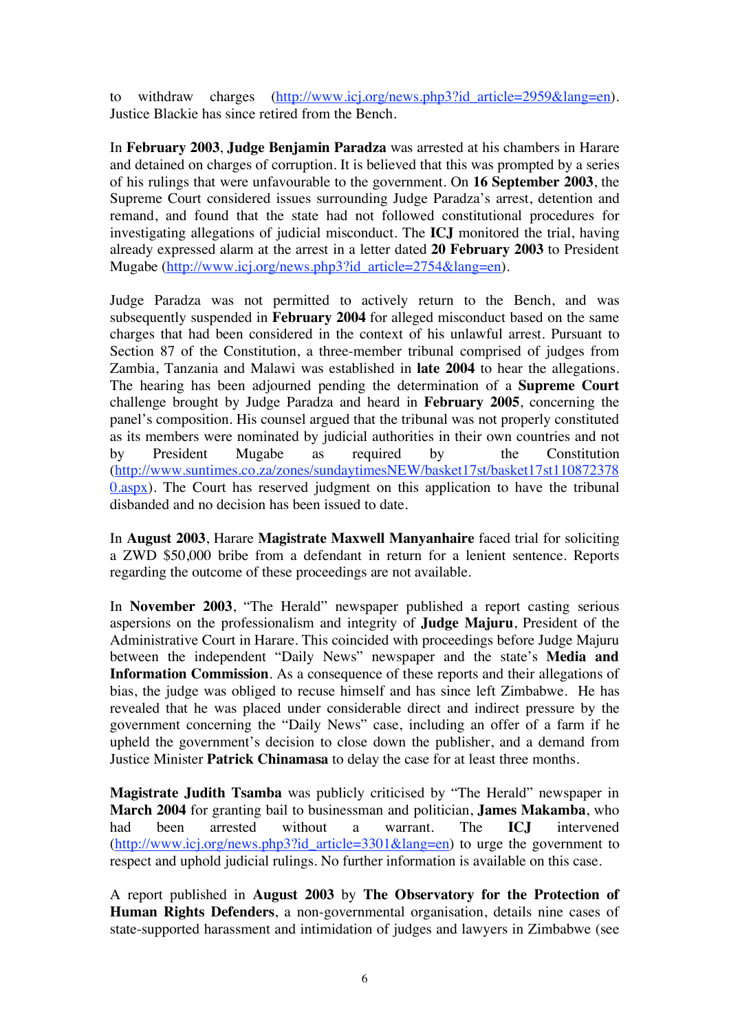to withdraw charges (http://www.icj.org/news.php3?id_article=2959&lang=en). Justice Blackie has since retired from the Bench.

In **February 2003**, **Judge Benjamin Paradza** was arrested at his chambers in Harare and detained on charges of corruption. It is believed that this was prompted by a series of his rulings that were unfavourable to the government. On **16 September 2003**, the Supreme Court considered issues surrounding Judge Paradza's arrest, detention and remand, and found that the state had not followed constitutional procedures for investigating allegations of judicial misconduct. The **ICJ** monitored the trial, having already expressed alarm at the arrest in a letter dated **20 February 2003** to President Mugabe (http://www.icj.org/news.php3?id_article=2754&lang=en).

Judge Paradza was not permitted to actively return to the Bench, and was subsequently suspended in **February 2004** for alleged misconduct based on the same charges that had been considered in the context of his unlawful arrest. Pursuant to Section 87 of the Constitution, a three-member tribunal comprised of judges from Zambia, Tanzania and Malawi was established in **late 2004** to hear the allegations. The hearing has been adjourned pending the determination of a **Supreme Court** challenge brought by Judge Paradza and heard in **February 2005**, concerning the panel's composition. His counsel argued that the tribunal was not properly constituted as its members were nominated by judicial authorities in their own countries and not by President Mugabe as required by the Constitution (http://www.suntimes.co.za/zones/sundaytimesNEW/basket17st/basket17st1108723780.aspx). The Court has reserved judgment on this application to have the tribunal disbanded and no decision has been issued to date.

In **August 2003**, Harare **Magistrate Maxwell Manyanhaire** faced trial for soliciting a ZWD $50,000 bribe from a defendant in return for a lenient sentence. Reports regarding the outcome of these proceedings are not available.

In **November 2003**, "The Herald" newspaper published a report casting serious aspersions on the professionalism and integrity of **Judge Majuru**, President of the Administrative Court in Harare. This coincided with proceedings before Judge Majuru between the independent "Daily News" newspaper and the state's **Media and Information Commission**. As a consequence of these reports and their allegations of bias, the judge was obliged to recuse himself and has since left Zimbabwe. He has revealed that he was placed under considerable direct and indirect pressure by the government concerning the "Daily News" case, including an offer of a farm if he upheld the government's decision to close down the publisher, and a demand from Justice Minister **Patrick Chinamasa** to delay the case for at least three months.

**Magistrate Judith Tsamba** was publicly criticised by "The Herald" newspaper in **March 2004** for granting bail to businessman and politician, **James Makamba**, who had been arrested without a warrant. The **ICJ** intervened (http://www.icj.org/news.php3?id_article=3301&lang=en) to urge the government to respect and uphold judicial rulings. No further information is available on this case.

A report published in **August 2003** by **The Observatory for the Protection of Human Rights Defenders**, a non-governmental organisation, details nine cases of state-supported harassment and intimidation of judges and lawyers in Zimbabwe (see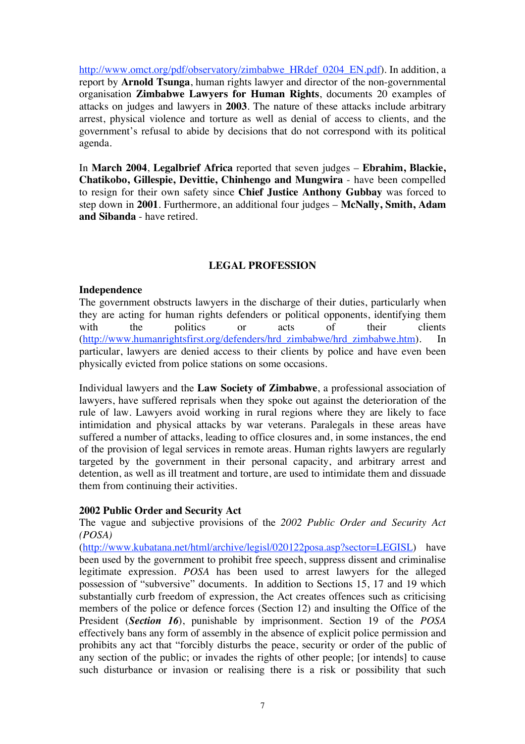http://www.omct.org/pdf/observatory/zimbabwe_HRdef_0204_EN.pdf). In addition, a report by **Arnold Tsunga**, human rights lawyer and director of the non-governmental organisation **Zimbabwe Lawyers for Human Rights**, documents 20 examples of attacks on judges and lawyers in **2003**. The nature of these attacks include arbitrary arrest, physical violence and torture as well as denial of access to clients, and the government's refusal to abide by decisions that do not correspond with its political agenda.

In **March 2004**, **Legalbrief Africa** reported that seven judges – **Ebrahim, Blackie, Chatikobo, Gillespie, Devittie, Chinhengo and Mungwira** - have been compelled to resign for their own safety since **Chief Justice Anthony Gubbay** was forced to step down in **2001**. Furthermore, an additional four judges – **McNally, Smith, Adam and Sibanda** - have retired.

## LEGAL PROFESSION

### Independence

The government obstructs lawyers in the discharge of their duties, particularly when they are acting for human rights defenders or political opponents, identifying them with the politics or acts of their clients (http://www.humanrightsfirst.org/defenders/hrd_zimbabwe/hrd_zimbabwe.htm). In particular, lawyers are denied access to their clients by police and have even been physically evicted from police stations on some occasions.

Individual lawyers and the **Law Society of Zimbabwe**, a professional association of lawyers, have suffered reprisals when they spoke out against the deterioration of the rule of law. Lawyers avoid working in rural regions where they are likely to face intimidation and physical attacks by war veterans. Paralegals in these areas have suffered a number of attacks, leading to office closures and, in some instances, the end of the provision of legal services in remote areas. Human rights lawyers are regularly targeted by the government in their personal capacity, and arbitrary arrest and detention, as well as ill treatment and torture, are used to intimidate them and dissuade them from continuing their activities.

### 2002 Public Order and Security Act

The vague and subjective provisions of the *2002 Public Order and Security Act (POSA)* (http://www.kubatana.net/html/archive/legisl/020122posa.asp?sector=LEGISL) have been used by the government to prohibit free speech, suppress dissent and criminalise legitimate expression. *POSA* has been used to arrest lawyers for the alleged possession of "subversive" documents. In addition to Sections 15, 17 and 19 which substantially curb freedom of expression, the Act creates offences such as criticising members of the police or defence forces (Section 12) and insulting the Office of the President (***Section 16***), punishable by imprisonment. Section 19 of the *POSA* effectively bans any form of assembly in the absence of explicit police permission and prohibits any act that "forcibly disturbs the peace, security or order of the public of any section of the public; or invades the rights of other people; [or intends] to cause such disturbance or invasion or realising there is a risk or possibility that such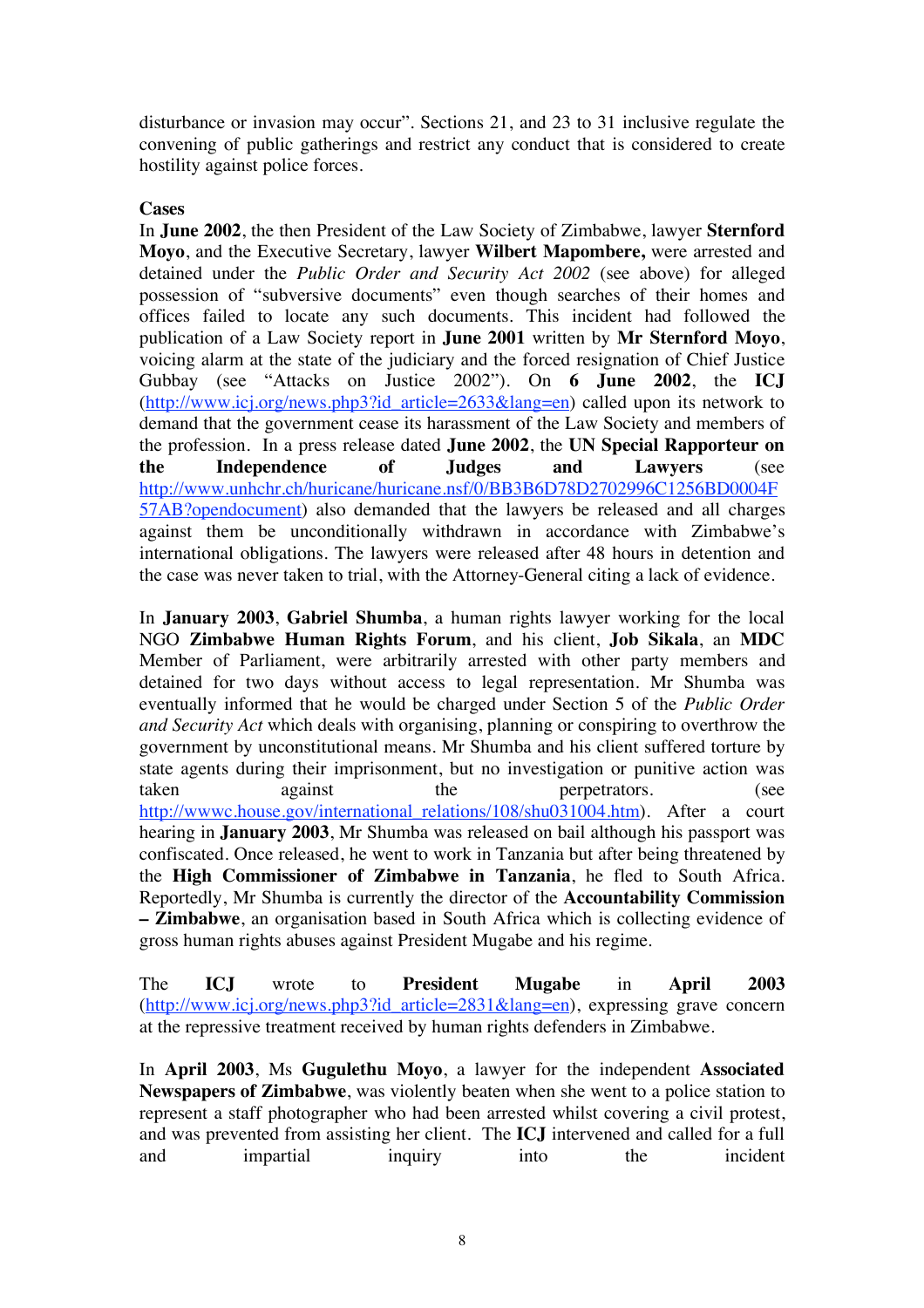disturbance or invasion may occur". Sections 21, and 23 to 31 inclusive regulate the convening of public gatherings and restrict any conduct that is considered to create hostility against police forces.

**Cases**

In **June 2002**, the then President of the Law Society of Zimbabwe, lawyer **Sternford Moyo**, and the Executive Secretary, lawyer **Wilbert Mapombere,** were arrested and detained under the *Public Order and Security Act 2002* (see above) for alleged possession of "subversive documents" even though searches of their homes and offices failed to locate any such documents. This incident had followed the publication of a Law Society report in **June 2001** written by **Mr Sternford Moyo**, voicing alarm at the state of the judiciary and the forced resignation of Chief Justice Gubbay (see "Attacks on Justice 2002"). On **6 June 2002**, the **ICJ** (http://www.icj.org/news.php3?id_article=2633&lang=en) called upon its network to demand that the government cease its harassment of the Law Society and members of the profession. In a press release dated **June 2002**, the **UN Special Rapporteur on the Independence of Judges and Lawyers** (see http://www.unhchr.ch/huricane/huricane.nsf/0/BB3B6D78D2702996C1256BD0004F57AB?opendocument) also demanded that the lawyers be released and all charges against them be unconditionally withdrawn in accordance with Zimbabwe's international obligations. The lawyers were released after 48 hours in detention and the case was never taken to trial, with the Attorney-General citing a lack of evidence.

In **January 2003**, **Gabriel Shumba**, a human rights lawyer working for the local NGO **Zimbabwe Human Rights Forum**, and his client, **Job Sikala**, an **MDC** Member of Parliament, were arbitrarily arrested with other party members and detained for two days without access to legal representation. Mr Shumba was eventually informed that he would be charged under Section 5 of the *Public Order and Security Act* which deals with organising, planning or conspiring to overthrow the government by unconstitutional means. Mr Shumba and his client suffered torture by state agents during their imprisonment, but no investigation or punitive action was taken against the perpetrators. (see http://wwwc.house.gov/international_relations/108/shu031004.htm). After a court hearing in **January 2003**, Mr Shumba was released on bail although his passport was confiscated. Once released, he went to work in Tanzania but after being threatened by the **High Commissioner of Zimbabwe in Tanzania**, he fled to South Africa. Reportedly, Mr Shumba is currently the director of the **Accountability Commission – Zimbabwe**, an organisation based in South Africa which is collecting evidence of gross human rights abuses against President Mugabe and his regime.

The **ICJ** wrote to **President Mugabe** in **April 2003** (http://www.icj.org/news.php3?id_article=2831&lang=en), expressing grave concern at the repressive treatment received by human rights defenders in Zimbabwe.

In **April 2003**, Ms **Gugulethu Moyo**, a lawyer for the independent **Associated Newspapers of Zimbabwe**, was violently beaten when she went to a police station to represent a staff photographer who had been arrested whilst covering a civil protest, and was prevented from assisting her client. The **ICJ** intervened and called for a full and impartial inquiry into the incident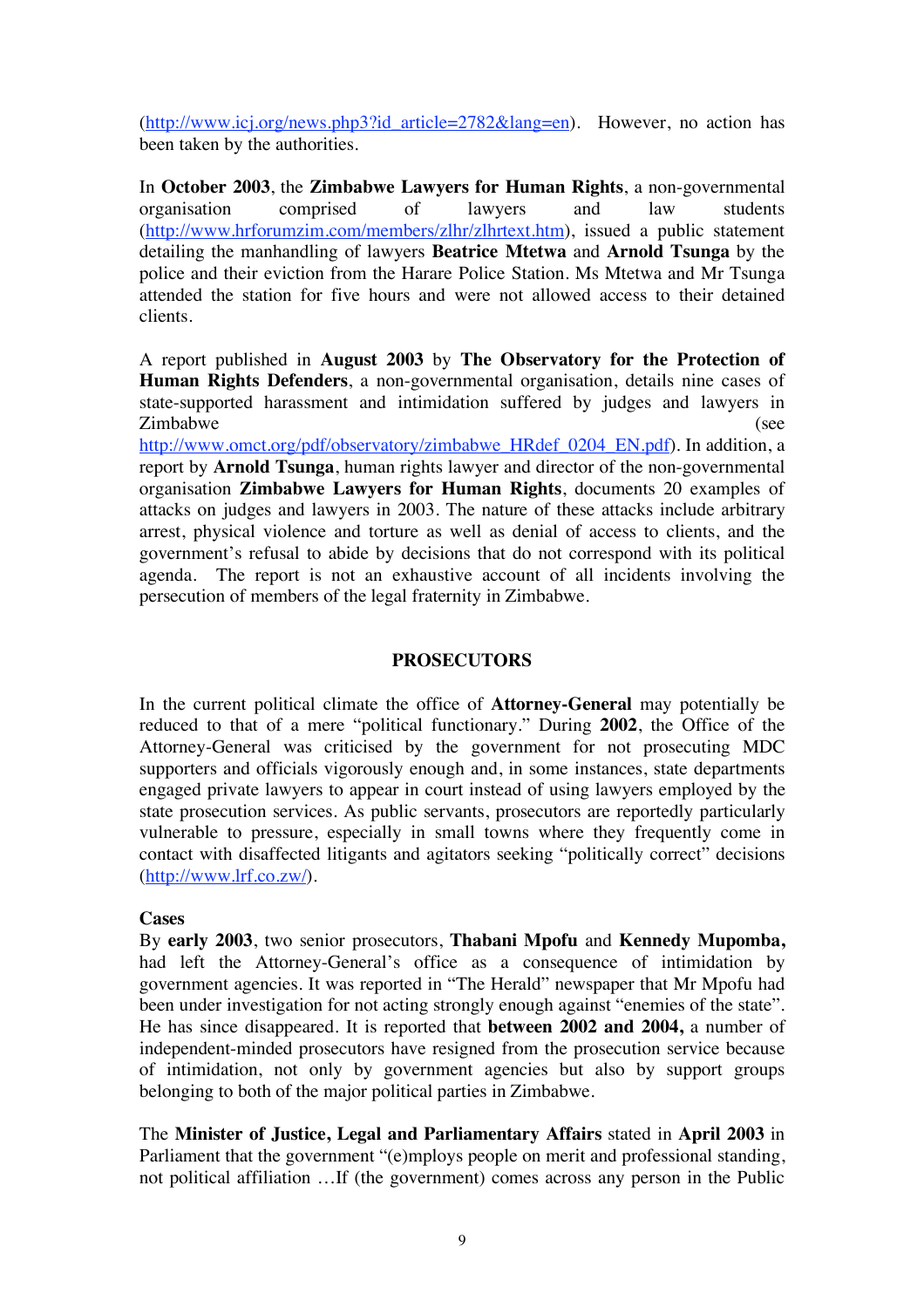(http://www.icj.org/news.php3?id_article=2782&lang=en). However, no action has been taken by the authorities.

In **October 2003**, the **Zimbabwe Lawyers for Human Rights**, a non-governmental organisation comprised of lawyers and law students (http://www.hrforumzim.com/members/zlhr/zlhrtext.htm), issued a public statement detailing the manhandling of lawyers **Beatrice Mtetwa** and **Arnold Tsunga** by the police and their eviction from the Harare Police Station. Ms Mtetwa and Mr Tsunga attended the station for five hours and were not allowed access to their detained clients.

A report published in **August 2003** by **The Observatory for the Protection of Human Rights Defenders**, a non-governmental organisation, details nine cases of state-supported harassment and intimidation suffered by judges and lawyers in Zimbabwe (see http://www.omct.org/pdf/observatory/zimbabwe_HRdef_0204_EN.pdf). In addition, a report by **Arnold Tsunga**, human rights lawyer and director of the non-governmental organisation **Zimbabwe Lawyers for Human Rights**, documents 20 examples of attacks on judges and lawyers in 2003. The nature of these attacks include arbitrary arrest, physical violence and torture as well as denial of access to clients, and the government's refusal to abide by decisions that do not correspond with its political agenda. The report is not an exhaustive account of all incidents involving the persecution of members of the legal fraternity in Zimbabwe.

## PROSECUTORS

In the current political climate the office of **Attorney-General** may potentially be reduced to that of a mere "political functionary." During **2002**, the Office of the Attorney-General was criticised by the government for not prosecuting MDC supporters and officials vigorously enough and, in some instances, state departments engaged private lawyers to appear in court instead of using lawyers employed by the state prosecution services. As public servants, prosecutors are reportedly particularly vulnerable to pressure, especially in small towns where they frequently come in contact with disaffected litigants and agitators seeking "politically correct" decisions (http://www.lrf.co.zw/).

### Cases

By **early 2003**, two senior prosecutors, **Thabani Mpofu** and **Kennedy Mupomba,** had left the Attorney-General's office as a consequence of intimidation by government agencies. It was reported in "The Herald" newspaper that Mr Mpofu had been under investigation for not acting strongly enough against "enemies of the state". He has since disappeared. It is reported that **between 2002 and 2004,** a number of independent-minded prosecutors have resigned from the prosecution service because of intimidation, not only by government agencies but also by support groups belonging to both of the major political parties in Zimbabwe.

The **Minister of Justice, Legal and Parliamentary Affairs** stated in **April 2003** in Parliament that the government "(e)mploys people on merit and professional standing, not political affiliation …If (the government) comes across any person in the Public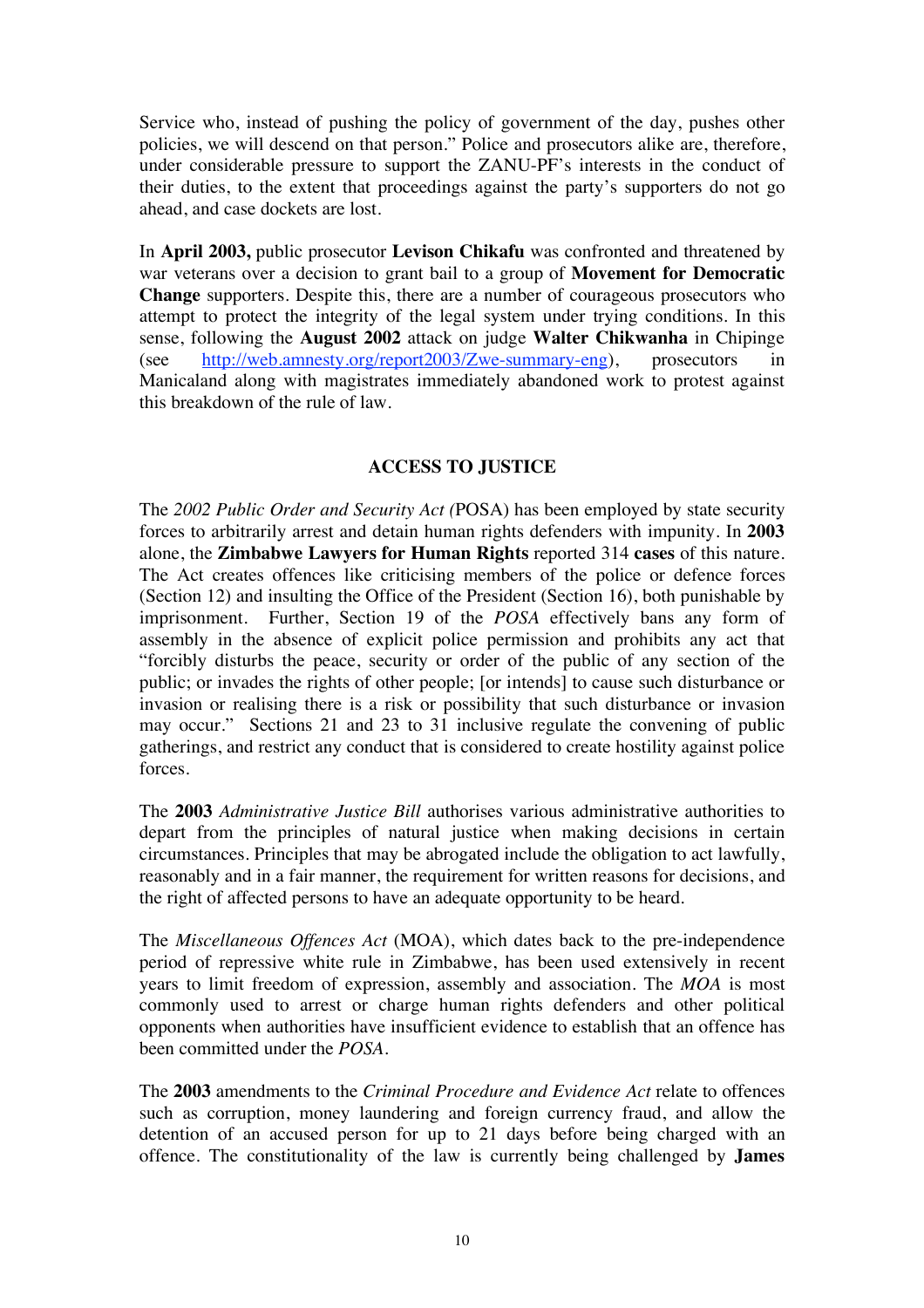Service who, instead of pushing the policy of government of the day, pushes other policies, we will descend on that person." Police and prosecutors alike are, therefore, under considerable pressure to support the ZANU-PF's interests in the conduct of their duties, to the extent that proceedings against the party's supporters do not go ahead, and case dockets are lost.

In **April 2003,** public prosecutor **Levison Chikafu** was confronted and threatened by war veterans over a decision to grant bail to a group of **Movement for Democratic Change** supporters. Despite this, there are a number of courageous prosecutors who attempt to protect the integrity of the legal system under trying conditions. In this sense, following the **August 2002** attack on judge **Walter Chikwanha** in Chipinge (see http://web.amnesty.org/report2003/Zwe-summary-eng), prosecutors in Manicaland along with magistrates immediately abandoned work to protest against this breakdown of the rule of law.

## ACCESS TO JUSTICE

The *2002 Public Order and Security Act (*POSA) has been employed by state security forces to arbitrarily arrest and detain human rights defenders with impunity. In **2003** alone, the **Zimbabwe Lawyers for Human Rights** reported 314 **cases** of this nature. The Act creates offences like criticising members of the police or defence forces (Section 12) and insulting the Office of the President (Section 16), both punishable by imprisonment. Further, Section 19 of the *POSA* effectively bans any form of assembly in the absence of explicit police permission and prohibits any act that "forcibly disturbs the peace, security or order of the public of any section of the public; or invades the rights of other people; [or intends] to cause such disturbance or invasion or realising there is a risk or possibility that such disturbance or invasion may occur." Sections 21 and 23 to 31 inclusive regulate the convening of public gatherings, and restrict any conduct that is considered to create hostility against police forces.

The **2003** *Administrative Justice Bill* authorises various administrative authorities to depart from the principles of natural justice when making decisions in certain circumstances. Principles that may be abrogated include the obligation to act lawfully, reasonably and in a fair manner, the requirement for written reasons for decisions, and the right of affected persons to have an adequate opportunity to be heard.

The *Miscellaneous Offences Act* (MOA), which dates back to the pre-independence period of repressive white rule in Zimbabwe, has been used extensively in recent years to limit freedom of expression, assembly and association. The *MOA* is most commonly used to arrest or charge human rights defenders and other political opponents when authorities have insufficient evidence to establish that an offence has been committed under the *POSA*.

The **2003** amendments to the *Criminal Procedure and Evidence Act* relate to offences such as corruption, money laundering and foreign currency fraud, and allow the detention of an accused person for up to 21 days before being charged with an offence. The constitutionality of the law is currently being challenged by **James**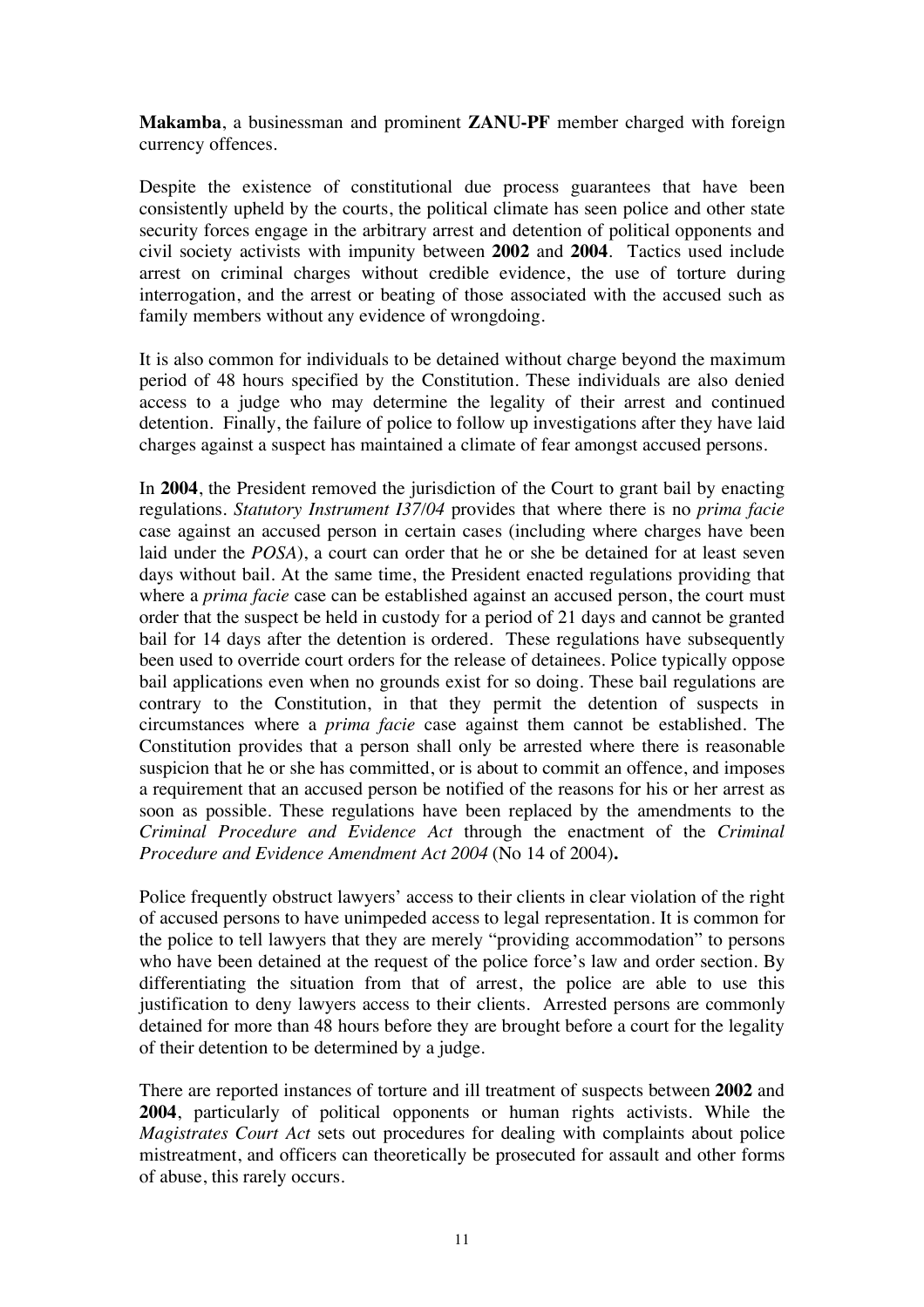**Makamba**, a businessman and prominent **ZANU-PF** member charged with foreign currency offences.

Despite the existence of constitutional due process guarantees that have been consistently upheld by the courts, the political climate has seen police and other state security forces engage in the arbitrary arrest and detention of political opponents and civil society activists with impunity between **2002** and **2004**. Tactics used include arrest on criminal charges without credible evidence, the use of torture during interrogation, and the arrest or beating of those associated with the accused such as family members without any evidence of wrongdoing.

It is also common for individuals to be detained without charge beyond the maximum period of 48 hours specified by the Constitution. These individuals are also denied access to a judge who may determine the legality of their arrest and continued detention. Finally, the failure of police to follow up investigations after they have laid charges against a suspect has maintained a climate of fear amongst accused persons.

In **2004**, the President removed the jurisdiction of the Court to grant bail by enacting regulations. *Statutory Instrument I37/04* provides that where there is no *prima facie* case against an accused person in certain cases (including where charges have been laid under the *POSA*), a court can order that he or she be detained for at least seven days without bail. At the same time, the President enacted regulations providing that where a *prima facie* case can be established against an accused person, the court must order that the suspect be held in custody for a period of 21 days and cannot be granted bail for 14 days after the detention is ordered. These regulations have subsequently been used to override court orders for the release of detainees. Police typically oppose bail applications even when no grounds exist for so doing. These bail regulations are contrary to the Constitution, in that they permit the detention of suspects in circumstances where a *prima facie* case against them cannot be established. The Constitution provides that a person shall only be arrested where there is reasonable suspicion that he or she has committed, or is about to commit an offence, and imposes a requirement that an accused person be notified of the reasons for his or her arrest as soon as possible. These regulations have been replaced by the amendments to the *Criminal Procedure and Evidence Act* through the enactment of the *Criminal Procedure and Evidence Amendment Act 2004* (No 14 of 2004)**.**

Police frequently obstruct lawyers' access to their clients in clear violation of the right of accused persons to have unimpeded access to legal representation. It is common for the police to tell lawyers that they are merely "providing accommodation" to persons who have been detained at the request of the police force's law and order section. By differentiating the situation from that of arrest, the police are able to use this justification to deny lawyers access to their clients. Arrested persons are commonly detained for more than 48 hours before they are brought before a court for the legality of their detention to be determined by a judge.

There are reported instances of torture and ill treatment of suspects between **2002** and **2004**, particularly of political opponents or human rights activists. While the *Magistrates Court Act* sets out procedures for dealing with complaints about police mistreatment, and officers can theoretically be prosecuted for assault and other forms of abuse, this rarely occurs.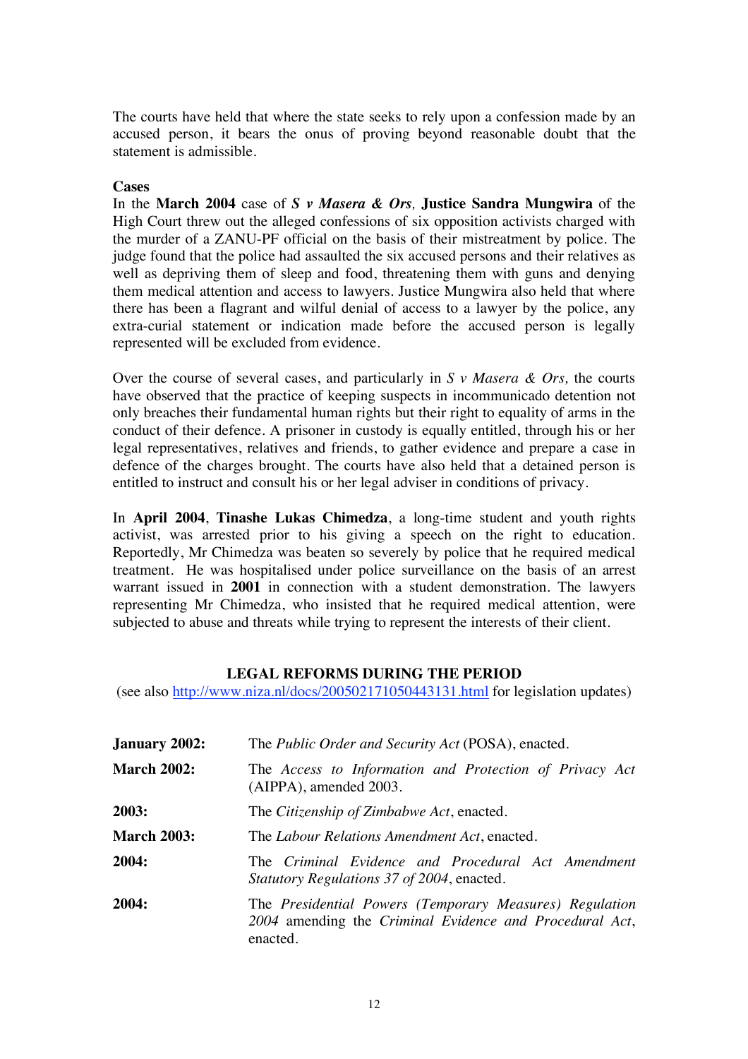The courts have held that where the state seeks to rely upon a confession made by an accused person, it bears the onus of proving beyond reasonable doubt that the statement is admissible.

**Cases**

In the **March 2004** case of ***S v Masera & Ors*,** **Justice Sandra Mungwira** of the High Court threw out the alleged confessions of six opposition activists charged with the murder of a ZANU-PF official on the basis of their mistreatment by police. The judge found that the police had assaulted the six accused persons and their relatives as well as depriving them of sleep and food, threatening them with guns and denying them medical attention and access to lawyers. Justice Mungwira also held that where there has been a flagrant and wilful denial of access to a lawyer by the police, any extra-curial statement or indication made before the accused person is legally represented will be excluded from evidence.

Over the course of several cases, and particularly in *S v Masera & Ors,* the courts have observed that the practice of keeping suspects in incommunicado detention not only breaches their fundamental human rights but their right to equality of arms in the conduct of their defence. A prisoner in custody is equally entitled, through his or her legal representatives, relatives and friends, to gather evidence and prepare a case in defence of the charges brought. The courts have also held that a detained person is entitled to instruct and consult his or her legal adviser in conditions of privacy.

In **April 2004**, **Tinashe Lukas Chimedza**, a long-time student and youth rights activist, was arrested prior to his giving a speech on the right to education. Reportedly, Mr Chimedza was beaten so severely by police that he required medical treatment. He was hospitalised under police surveillance on the basis of an arrest warrant issued in **2001** in connection with a student demonstration. The lawyers representing Mr Chimedza, who insisted that he required medical attention, were subjected to abuse and threats while trying to represent the interests of their client.

## LEGAL REFORMS DURING THE PERIOD

(see also http://www.niza.nl/docs/200502171050443131.html for legislation updates)

| | |
|---|---|
| **January 2002:** | The *Public Order and Security Act* (POSA), enacted. |
| **March 2002:** | The *Access to Information and Protection of Privacy Act* (AIPPA), amended 2003. |
| **2003:** | The *Citizenship of Zimbabwe Act*, enacted. |
| **March 2003:** | The *Labour Relations Amendment Act*, enacted. |
| **2004:** | The *Criminal Evidence and Procedural Act Amendment Statutory Regulations 37 of 2004*, enacted. |
| **2004:** | The *Presidential Powers (Temporary Measures) Regulation 2004* amending the *Criminal Evidence and Procedural Act*, enacted. |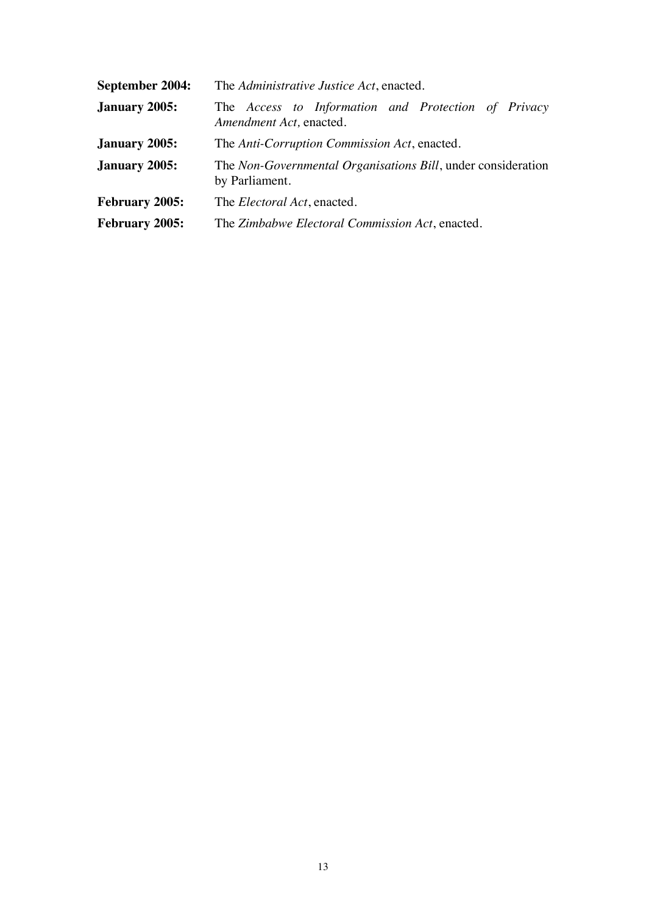**September 2004:** The *Administrative Justice Act*, enacted.

**January 2005:** The *Access to Information and Protection of Privacy Amendment Act*, enacted.

**January 2005:** The *Anti-Corruption Commission Act*, enacted.

**January 2005:** The *Non-Governmental Organisations Bill*, under consideration by Parliament.

**February 2005:** The *Electoral Act*, enacted.

**February 2005:** The *Zimbabwe Electoral Commission Act*, enacted.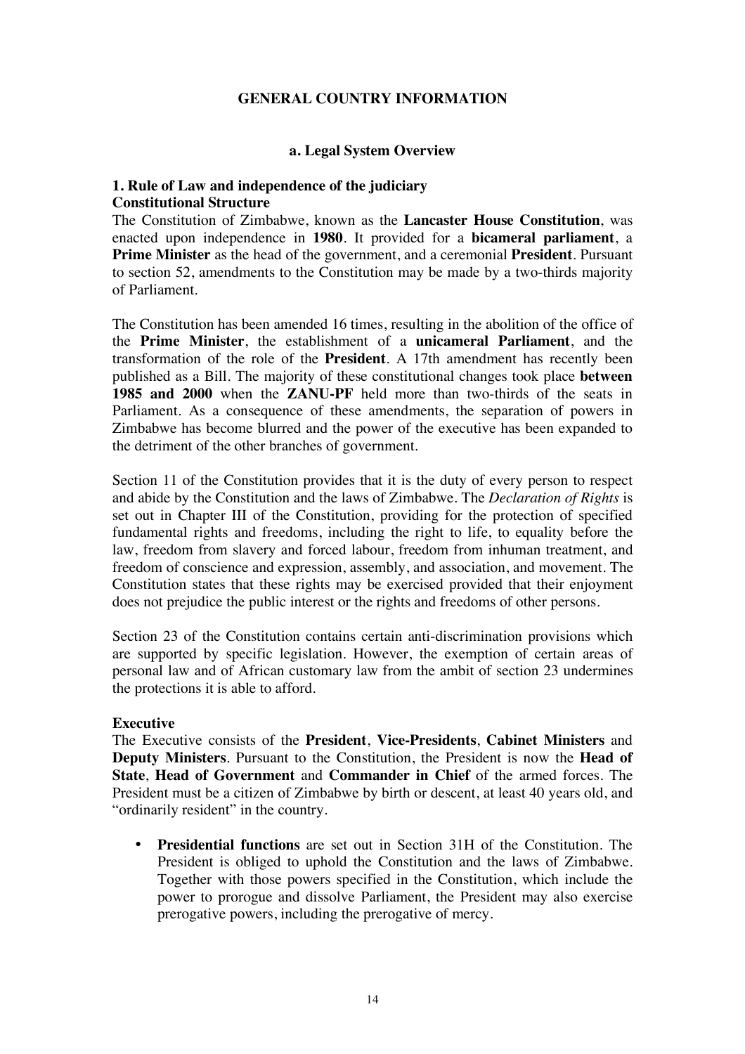## GENERAL COUNTRY INFORMATION

### a. Legal System Overview

**1. Rule of Law and independence of the judiciary**
**Constitutional Structure**

The Constitution of Zimbabwe, known as the **Lancaster House Constitution**, was enacted upon independence in **1980**. It provided for a **bicameral parliament**, a **Prime Minister** as the head of the government, and a ceremonial **President**. Pursuant to section 52, amendments to the Constitution may be made by a two-thirds majority of Parliament.

The Constitution has been amended 16 times, resulting in the abolition of the office of the **Prime Minister**, the establishment of a **unicameral Parliament**, and the transformation of the role of the **President**. A 17th amendment has recently been published as a Bill. The majority of these constitutional changes took place **between 1985 and 2000** when the **ZANU-PF** held more than two-thirds of the seats in Parliament. As a consequence of these amendments, the separation of powers in Zimbabwe has become blurred and the power of the executive has been expanded to the detriment of the other branches of government.

Section 11 of the Constitution provides that it is the duty of every person to respect and abide by the Constitution and the laws of Zimbabwe. The *Declaration of Rights* is set out in Chapter III of the Constitution, providing for the protection of specified fundamental rights and freedoms, including the right to life, to equality before the law, freedom from slavery and forced labour, freedom from inhuman treatment, and freedom of conscience and expression, assembly, and association, and movement. The Constitution states that these rights may be exercised provided that their enjoyment does not prejudice the public interest or the rights and freedoms of other persons.

Section 23 of the Constitution contains certain anti-discrimination provisions which are supported by specific legislation. However, the exemption of certain areas of personal law and of African customary law from the ambit of section 23 undermines the protections it is able to afford.

**Executive**

The Executive consists of the **President**, **Vice-Presidents**, **Cabinet Ministers** and **Deputy Ministers**. Pursuant to the Constitution, the President is now the **Head of State**, **Head of Government** and **Commander in Chief** of the armed forces. The President must be a citizen of Zimbabwe by birth or descent, at least 40 years old, and "ordinarily resident" in the country.

- **Presidential functions** are set out in Section 31H of the Constitution. The President is obliged to uphold the Constitution and the laws of Zimbabwe. Together with those powers specified in the Constitution, which include the power to prorogue and dissolve Parliament, the President may also exercise prerogative powers, including the prerogative of mercy.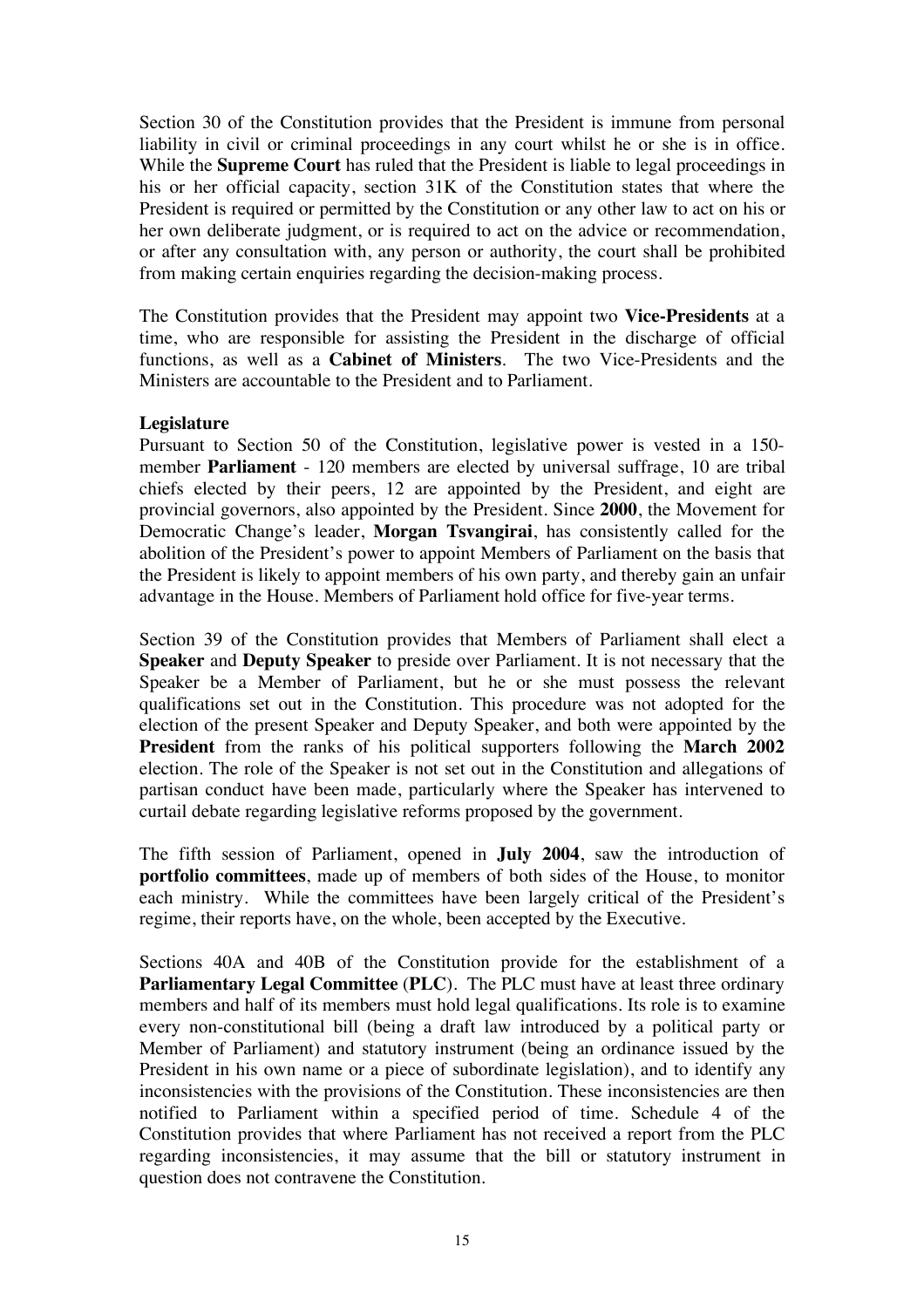Section 30 of the Constitution provides that the President is immune from personal liability in civil or criminal proceedings in any court whilst he or she is in office. While the **Supreme Court** has ruled that the President is liable to legal proceedings in his or her official capacity, section 31K of the Constitution states that where the President is required or permitted by the Constitution or any other law to act on his or her own deliberate judgment, or is required to act on the advice or recommendation, or after any consultation with, any person or authority, the court shall be prohibited from making certain enquiries regarding the decision-making process.

The Constitution provides that the President may appoint two **Vice-Presidents** at a time, who are responsible for assisting the President in the discharge of official functions, as well as a **Cabinet of Ministers**. The two Vice-Presidents and the Ministers are accountable to the President and to Parliament.

**Legislature**

Pursuant to Section 50 of the Constitution, legislative power is vested in a 150-member **Parliament** - 120 members are elected by universal suffrage, 10 are tribal chiefs elected by their peers, 12 are appointed by the President, and eight are provincial governors, also appointed by the President. Since **2000**, the Movement for Democratic Change's leader, **Morgan Tsvangirai**, has consistently called for the abolition of the President's power to appoint Members of Parliament on the basis that the President is likely to appoint members of his own party, and thereby gain an unfair advantage in the House. Members of Parliament hold office for five-year terms.

Section 39 of the Constitution provides that Members of Parliament shall elect a **Speaker** and **Deputy Speaker** to preside over Parliament. It is not necessary that the Speaker be a Member of Parliament, but he or she must possess the relevant qualifications set out in the Constitution. This procedure was not adopted for the election of the present Speaker and Deputy Speaker, and both were appointed by the **President** from the ranks of his political supporters following the **March 2002** election. The role of the Speaker is not set out in the Constitution and allegations of partisan conduct have been made, particularly where the Speaker has intervened to curtail debate regarding legislative reforms proposed by the government.

The fifth session of Parliament, opened in **July 2004**, saw the introduction of **portfolio committees**, made up of members of both sides of the House, to monitor each ministry. While the committees have been largely critical of the President's regime, their reports have, on the whole, been accepted by the Executive.

Sections 40A and 40B of the Constitution provide for the establishment of a **Parliamentary Legal Committee** (**PLC**). The PLC must have at least three ordinary members and half of its members must hold legal qualifications. Its role is to examine every non-constitutional bill (being a draft law introduced by a political party or Member of Parliament) and statutory instrument (being an ordinance issued by the President in his own name or a piece of subordinate legislation), and to identify any inconsistencies with the provisions of the Constitution. These inconsistencies are then notified to Parliament within a specified period of time. Schedule 4 of the Constitution provides that where Parliament has not received a report from the PLC regarding inconsistencies, it may assume that the bill or statutory instrument in question does not contravene the Constitution.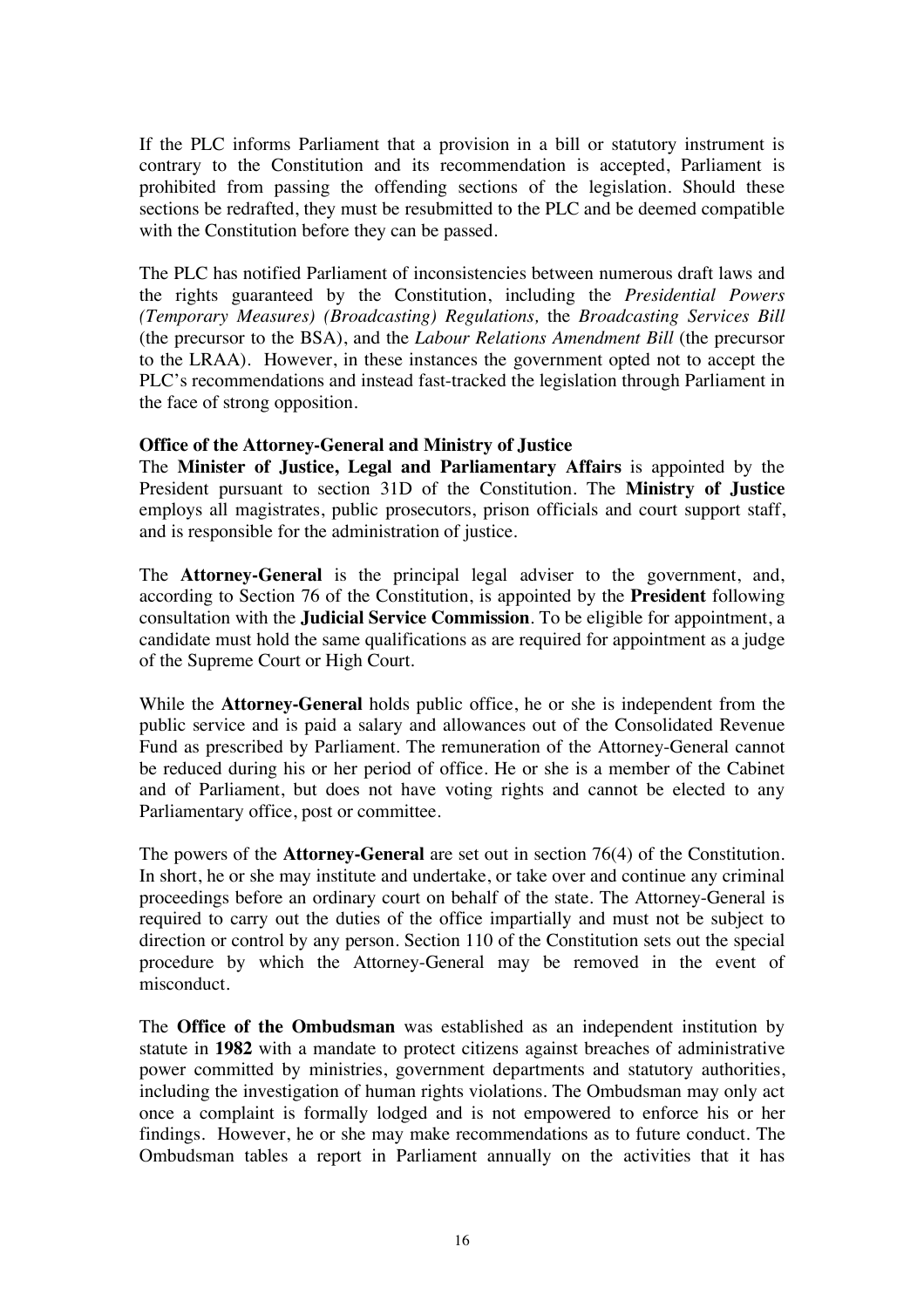If the PLC informs Parliament that a provision in a bill or statutory instrument is contrary to the Constitution and its recommendation is accepted, Parliament is prohibited from passing the offending sections of the legislation. Should these sections be redrafted, they must be resubmitted to the PLC and be deemed compatible with the Constitution before they can be passed.

The PLC has notified Parliament of inconsistencies between numerous draft laws and the rights guaranteed by the Constitution, including the *Presidential Powers (Temporary Measures) (Broadcasting) Regulations,* the *Broadcasting Services Bill* (the precursor to the BSA), and the *Labour Relations Amendment Bill* (the precursor to the LRAA). However, in these instances the government opted not to accept the PLC's recommendations and instead fast-tracked the legislation through Parliament in the face of strong opposition.

**Office of the Attorney-General and Ministry of Justice**

The **Minister of Justice, Legal and Parliamentary Affairs** is appointed by the President pursuant to section 31D of the Constitution. The **Ministry of Justice** employs all magistrates, public prosecutors, prison officials and court support staff, and is responsible for the administration of justice.

The **Attorney-General** is the principal legal adviser to the government, and, according to Section 76 of the Constitution, is appointed by the **President** following consultation with the **Judicial Service Commission**. To be eligible for appointment, a candidate must hold the same qualifications as are required for appointment as a judge of the Supreme Court or High Court.

While the **Attorney-General** holds public office, he or she is independent from the public service and is paid a salary and allowances out of the Consolidated Revenue Fund as prescribed by Parliament. The remuneration of the Attorney-General cannot be reduced during his or her period of office. He or she is a member of the Cabinet and of Parliament, but does not have voting rights and cannot be elected to any Parliamentary office, post or committee.

The powers of the **Attorney-General** are set out in section 76(4) of the Constitution. In short, he or she may institute and undertake, or take over and continue any criminal proceedings before an ordinary court on behalf of the state. The Attorney-General is required to carry out the duties of the office impartially and must not be subject to direction or control by any person. Section 110 of the Constitution sets out the special procedure by which the Attorney-General may be removed in the event of misconduct.

The **Office of the Ombudsman** was established as an independent institution by statute in **1982** with a mandate to protect citizens against breaches of administrative power committed by ministries, government departments and statutory authorities, including the investigation of human rights violations. The Ombudsman may only act once a complaint is formally lodged and is not empowered to enforce his or her findings. However, he or she may make recommendations as to future conduct. The Ombudsman tables a report in Parliament annually on the activities that it has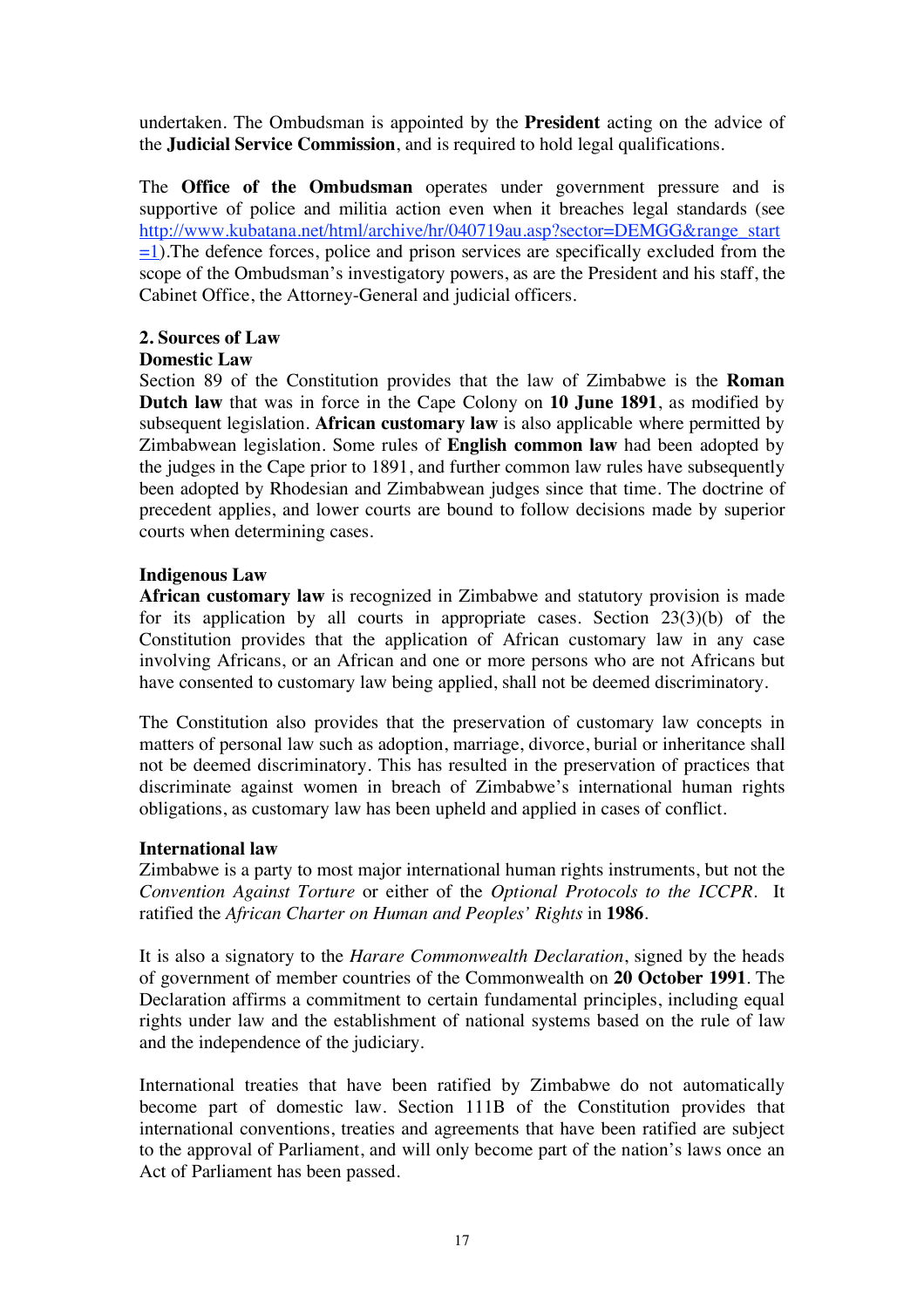undertaken. The Ombudsman is appointed by the **President** acting on the advice of the **Judicial Service Commission**, and is required to hold legal qualifications.

The **Office of the Ombudsman** operates under government pressure and is supportive of police and militia action even when it breaches legal standards (see http://www.kubatana.net/html/archive/hr/040719au.asp?sector=DEMGG&range_start=1).The defence forces, police and prison services are specifically excluded from the scope of the Ombudsman's investigatory powers, as are the President and his staff, the Cabinet Office, the Attorney-General and judicial officers.

## 2. Sources of Law

### Domestic Law

Section 89 of the Constitution provides that the law of Zimbabwe is the **Roman Dutch law** that was in force in the Cape Colony on **10 June 1891**, as modified by subsequent legislation. **African customary law** is also applicable where permitted by Zimbabwean legislation. Some rules of **English common law** had been adopted by the judges in the Cape prior to 1891, and further common law rules have subsequently been adopted by Rhodesian and Zimbabwean judges since that time. The doctrine of precedent applies, and lower courts are bound to follow decisions made by superior courts when determining cases.

### Indigenous Law

**African customary law** is recognized in Zimbabwe and statutory provision is made for its application by all courts in appropriate cases. Section 23(3)(b) of the Constitution provides that the application of African customary law in any case involving Africans, or an African and one or more persons who are not Africans but have consented to customary law being applied, shall not be deemed discriminatory.

The Constitution also provides that the preservation of customary law concepts in matters of personal law such as adoption, marriage, divorce, burial or inheritance shall not be deemed discriminatory. This has resulted in the preservation of practices that discriminate against women in breach of Zimbabwe's international human rights obligations, as customary law has been upheld and applied in cases of conflict.

### International law

Zimbabwe is a party to most major international human rights instruments, but not the *Convention Against Torture* or either of the *Optional Protocols to the ICCPR*. It ratified the *African Charter on Human and Peoples' Rights* in **1986**.

It is also a signatory to the *Harare Commonwealth Declaration*, signed by the heads of government of member countries of the Commonwealth on **20 October 1991**. The Declaration affirms a commitment to certain fundamental principles, including equal rights under law and the establishment of national systems based on the rule of law and the independence of the judiciary.

International treaties that have been ratified by Zimbabwe do not automatically become part of domestic law. Section 111B of the Constitution provides that international conventions, treaties and agreements that have been ratified are subject to the approval of Parliament, and will only become part of the nation's laws once an Act of Parliament has been passed.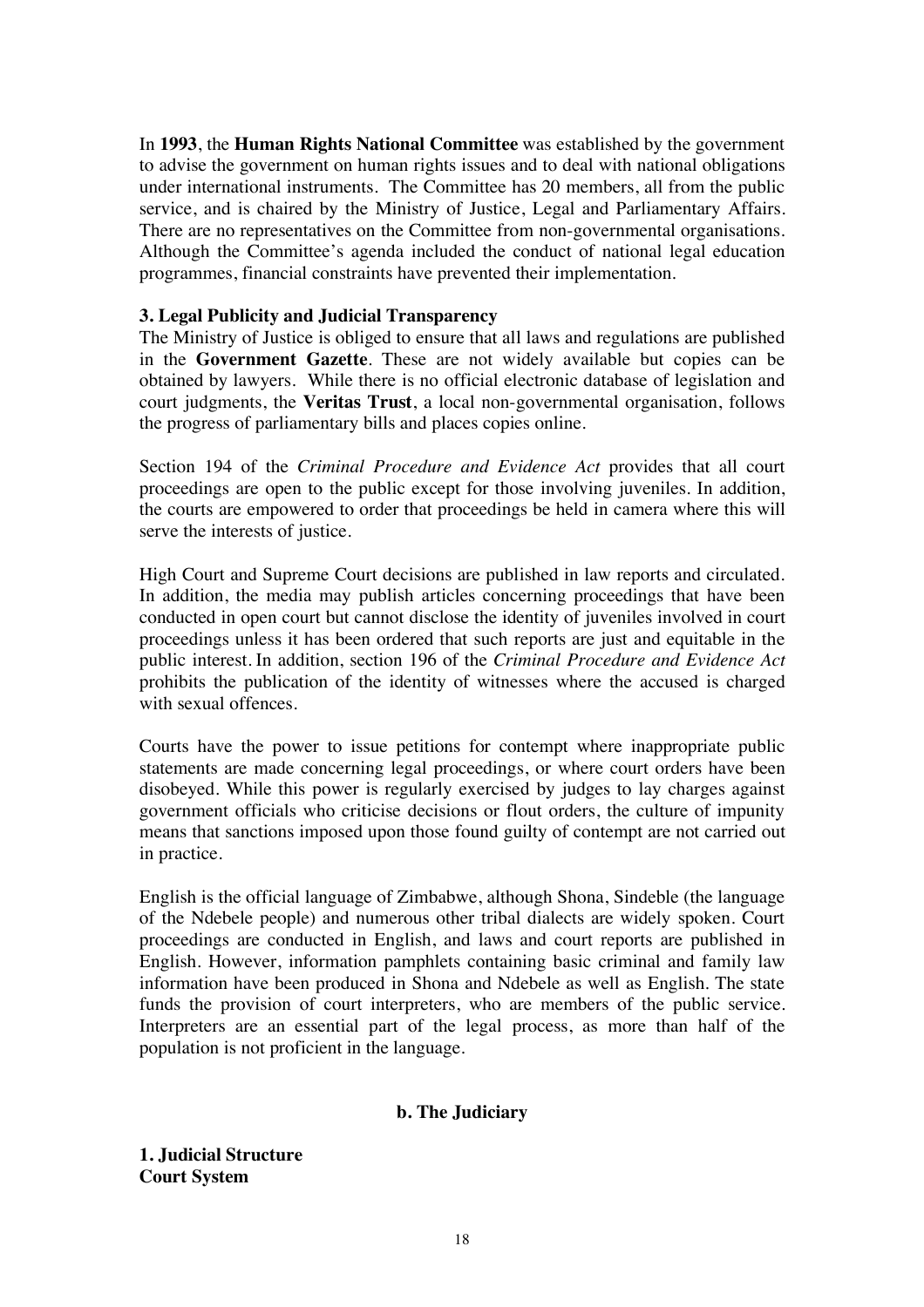In **1993**, the **Human Rights National Committee** was established by the government to advise the government on human rights issues and to deal with national obligations under international instruments. The Committee has 20 members, all from the public service, and is chaired by the Ministry of Justice, Legal and Parliamentary Affairs. There are no representatives on the Committee from non-governmental organisations. Although the Committee's agenda included the conduct of national legal education programmes, financial constraints have prevented their implementation.

**3. Legal Publicity and Judicial Transparency**

The Ministry of Justice is obliged to ensure that all laws and regulations are published in the **Government Gazette**. These are not widely available but copies can be obtained by lawyers. While there is no official electronic database of legislation and court judgments, the **Veritas Trust**, a local non-governmental organisation, follows the progress of parliamentary bills and places copies online.

Section 194 of the *Criminal Procedure and Evidence Act* provides that all court proceedings are open to the public except for those involving juveniles. In addition, the courts are empowered to order that proceedings be held in camera where this will serve the interests of justice.

High Court and Supreme Court decisions are published in law reports and circulated. In addition, the media may publish articles concerning proceedings that have been conducted in open court but cannot disclose the identity of juveniles involved in court proceedings unless it has been ordered that such reports are just and equitable in the public interest. In addition, section 196 of the *Criminal Procedure and Evidence Act* prohibits the publication of the identity of witnesses where the accused is charged with sexual offences.

Courts have the power to issue petitions for contempt where inappropriate public statements are made concerning legal proceedings, or where court orders have been disobeyed. While this power is regularly exercised by judges to lay charges against government officials who criticise decisions or flout orders, the culture of impunity means that sanctions imposed upon those found guilty of contempt are not carried out in practice.

English is the official language of Zimbabwe, although Shona, Sindeble (the language of the Ndebele people) and numerous other tribal dialects are widely spoken. Court proceedings are conducted in English, and laws and court reports are published in English. However, information pamphlets containing basic criminal and family law information have been produced in Shona and Ndebele as well as English. The state funds the provision of court interpreters, who are members of the public service. Interpreters are an essential part of the legal process, as more than half of the population is not proficient in the language.

## b. The Judiciary

**1. Judicial Structure**

**Court System**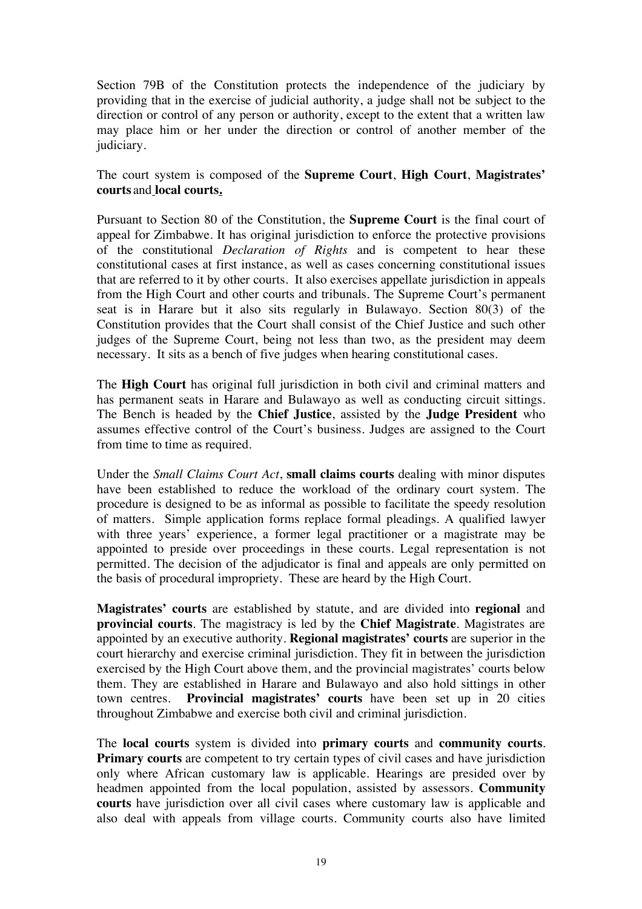Section 79B of the Constitution protects the independence of the judiciary by providing that in the exercise of judicial authority, a judge shall not be subject to the direction or control of any person or authority, except to the extent that a written law may place him or her under the direction or control of another member of the judiciary.

The court system is composed of the **Supreme Court**, **High Court**, **Magistrates' courts** and **local courts.**

Pursuant to Section 80 of the Constitution, the **Supreme Court** is the final court of appeal for Zimbabwe. It has original jurisdiction to enforce the protective provisions of the constitutional *Declaration of Rights* and is competent to hear these constitutional cases at first instance, as well as cases concerning constitutional issues that are referred to it by other courts. It also exercises appellate jurisdiction in appeals from the High Court and other courts and tribunals. The Supreme Court's permanent seat is in Harare but it also sits regularly in Bulawayo. Section 80(3) of the Constitution provides that the Court shall consist of the Chief Justice and such other judges of the Supreme Court, being not less than two, as the president may deem necessary. It sits as a bench of five judges when hearing constitutional cases.

The **High Court** has original full jurisdiction in both civil and criminal matters and has permanent seats in Harare and Bulawayo as well as conducting circuit sittings. The Bench is headed by the **Chief Justice**, assisted by the **Judge President** who assumes effective control of the Court's business. Judges are assigned to the Court from time to time as required.

Under the *Small Claims Court Act*, **small claims courts** dealing with minor disputes have been established to reduce the workload of the ordinary court system. The procedure is designed to be as informal as possible to facilitate the speedy resolution of matters. Simple application forms replace formal pleadings. A qualified lawyer with three years' experience, a former legal practitioner or a magistrate may be appointed to preside over proceedings in these courts. Legal representation is not permitted. The decision of the adjudicator is final and appeals are only permitted on the basis of procedural impropriety. These are heard by the High Court.

**Magistrates' courts** are established by statute, and are divided into **regional** and **provincial courts**. The magistracy is led by the **Chief Magistrate**. Magistrates are appointed by an executive authority. **Regional magistrates' courts** are superior in the court hierarchy and exercise criminal jurisdiction. They fit in between the jurisdiction exercised by the High Court above them, and the provincial magistrates' courts below them. They are established in Harare and Bulawayo and also hold sittings in other town centres. **Provincial magistrates' courts** have been set up in 20 cities throughout Zimbabwe and exercise both civil and criminal jurisdiction.

The **local courts** system is divided into **primary courts** and **community courts**. **Primary courts** are competent to try certain types of civil cases and have jurisdiction only where African customary law is applicable. Hearings are presided over by headmen appointed from the local population, assisted by assessors. **Community courts** have jurisdiction over all civil cases where customary law is applicable and also deal with appeals from village courts. Community courts also have limited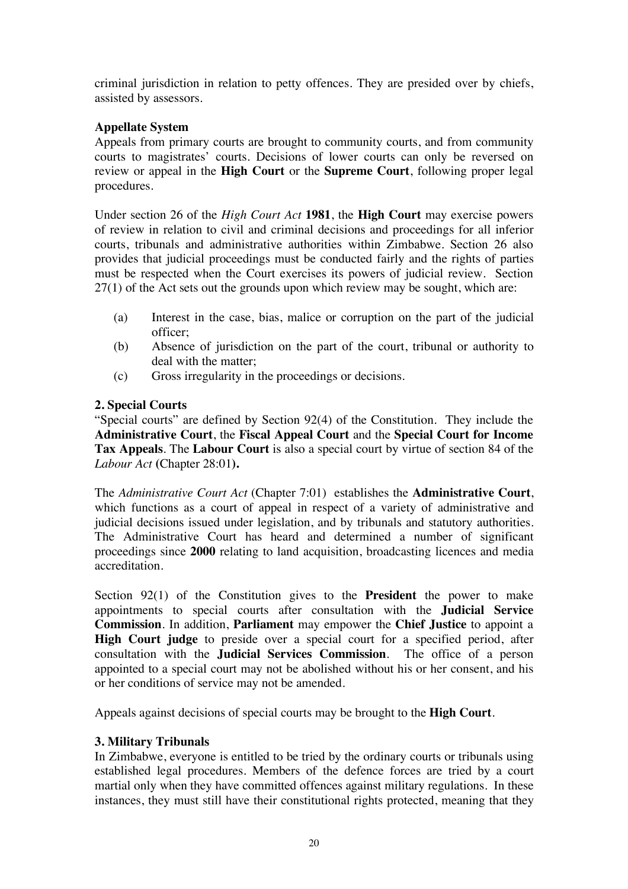criminal jurisdiction in relation to petty offences. They are presided over by chiefs, assisted by assessors.

**Appellate System**

Appeals from primary courts are brought to community courts, and from community courts to magistrates' courts. Decisions of lower courts can only be reversed on review or appeal in the **High Court** or the **Supreme Court**, following proper legal procedures.

Under section 26 of the *High Court Act* **1981**, the **High Court** may exercise powers of review in relation to civil and criminal decisions and proceedings for all inferior courts, tribunals and administrative authorities within Zimbabwe. Section 26 also provides that judicial proceedings must be conducted fairly and the rights of parties must be respected when the Court exercises its powers of judicial review. Section 27(1) of the Act sets out the grounds upon which review may be sought, which are:

(a) Interest in the case, bias, malice or corruption on the part of the judicial officer;

(b) Absence of jurisdiction on the part of the court, tribunal or authority to deal with the matter;

(c) Gross irregularity in the proceedings or decisions.

**2. Special Courts**

"Special courts" are defined by Section 92(4) of the Constitution. They include the **Administrative Court**, the **Fiscal Appeal Court** and the **Special Court for Income Tax Appeals**. The **Labour Court** is also a special court by virtue of section 84 of the *Labour Act* **(**Chapter 28:01**).**

The *Administrative Court Act* (Chapter 7:01) establishes the **Administrative Court**, which functions as a court of appeal in respect of a variety of administrative and judicial decisions issued under legislation, and by tribunals and statutory authorities. The Administrative Court has heard and determined a number of significant proceedings since **2000** relating to land acquisition, broadcasting licences and media accreditation.

Section 92(1) of the Constitution gives to the **President** the power to make appointments to special courts after consultation with the **Judicial Service Commission**. In addition, **Parliament** may empower the **Chief Justice** to appoint a **High Court judge** to preside over a special court for a specified period, after consultation with the **Judicial Services Commission**. The office of a person appointed to a special court may not be abolished without his or her consent, and his or her conditions of service may not be amended.

Appeals against decisions of special courts may be brought to the **High Court**.

**3. Military Tribunals**

In Zimbabwe, everyone is entitled to be tried by the ordinary courts or tribunals using established legal procedures. Members of the defence forces are tried by a court martial only when they have committed offences against military regulations. In these instances, they must still have their constitutional rights protected, meaning that they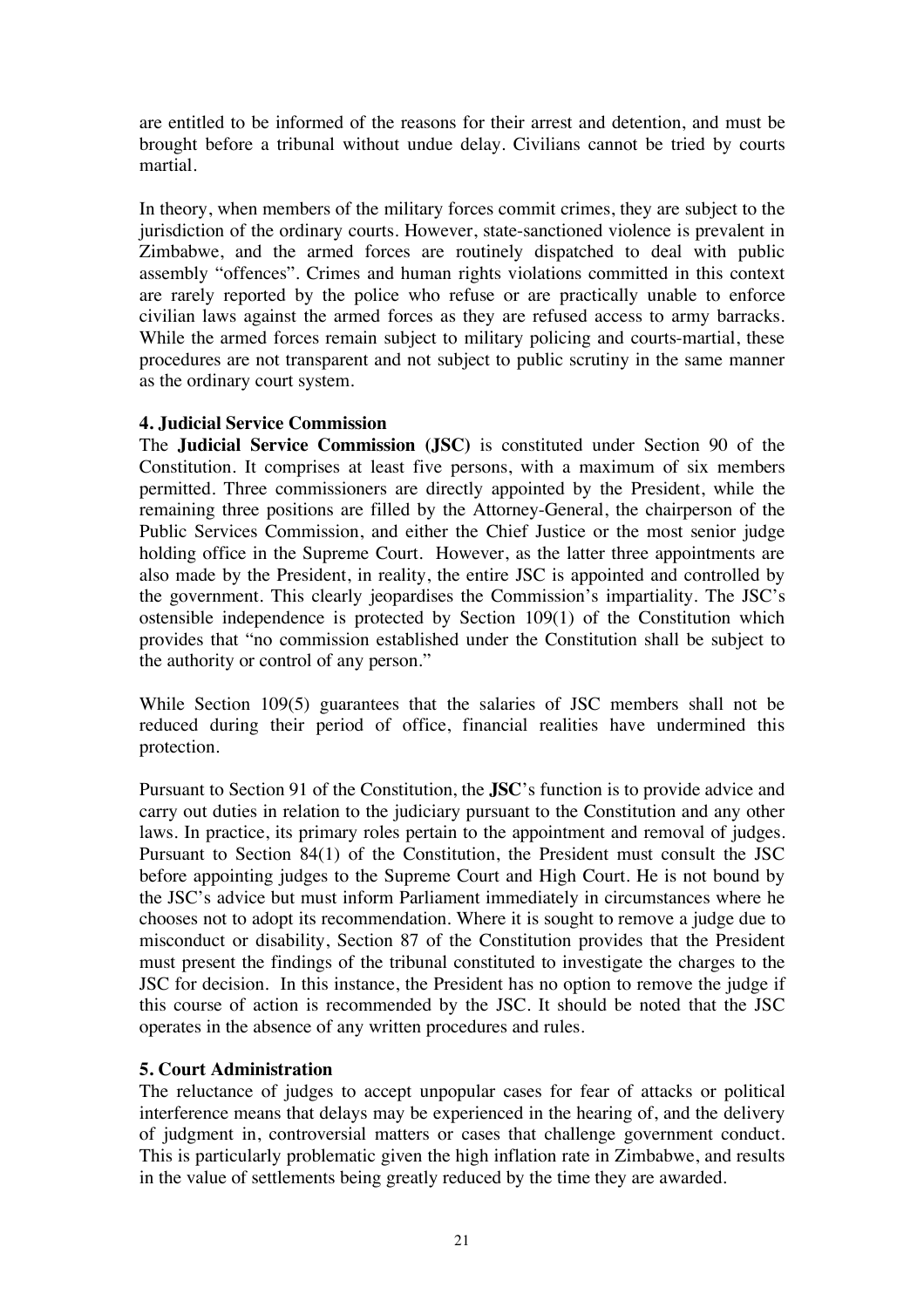are entitled to be informed of the reasons for their arrest and detention, and must be brought before a tribunal without undue delay. Civilians cannot be tried by courts martial.

In theory, when members of the military forces commit crimes, they are subject to the jurisdiction of the ordinary courts. However, state-sanctioned violence is prevalent in Zimbabwe, and the armed forces are routinely dispatched to deal with public assembly "offences". Crimes and human rights violations committed in this context are rarely reported by the police who refuse or are practically unable to enforce civilian laws against the armed forces as they are refused access to army barracks. While the armed forces remain subject to military policing and courts-martial, these procedures are not transparent and not subject to public scrutiny in the same manner as the ordinary court system.

**4. Judicial Service Commission**

The **Judicial Service Commission (JSC)** is constituted under Section 90 of the Constitution. It comprises at least five persons, with a maximum of six members permitted. Three commissioners are directly appointed by the President, while the remaining three positions are filled by the Attorney-General, the chairperson of the Public Services Commission, and either the Chief Justice or the most senior judge holding office in the Supreme Court. However, as the latter three appointments are also made by the President, in reality, the entire JSC is appointed and controlled by the government. This clearly jeopardises the Commission's impartiality. The JSC's ostensible independence is protected by Section 109(1) of the Constitution which provides that "no commission established under the Constitution shall be subject to the authority or control of any person."

While Section 109(5) guarantees that the salaries of JSC members shall not be reduced during their period of office, financial realities have undermined this protection.

Pursuant to Section 91 of the Constitution, the **JSC**'s function is to provide advice and carry out duties in relation to the judiciary pursuant to the Constitution and any other laws. In practice, its primary roles pertain to the appointment and removal of judges. Pursuant to Section 84(1) of the Constitution, the President must consult the JSC before appointing judges to the Supreme Court and High Court. He is not bound by the JSC's advice but must inform Parliament immediately in circumstances where he chooses not to adopt its recommendation. Where it is sought to remove a judge due to misconduct or disability, Section 87 of the Constitution provides that the President must present the findings of the tribunal constituted to investigate the charges to the JSC for decision. In this instance, the President has no option to remove the judge if this course of action is recommended by the JSC. It should be noted that the JSC operates in the absence of any written procedures and rules.

**5. Court Administration**

The reluctance of judges to accept unpopular cases for fear of attacks or political interference means that delays may be experienced in the hearing of, and the delivery of judgment in, controversial matters or cases that challenge government conduct. This is particularly problematic given the high inflation rate in Zimbabwe, and results in the value of settlements being greatly reduced by the time they are awarded.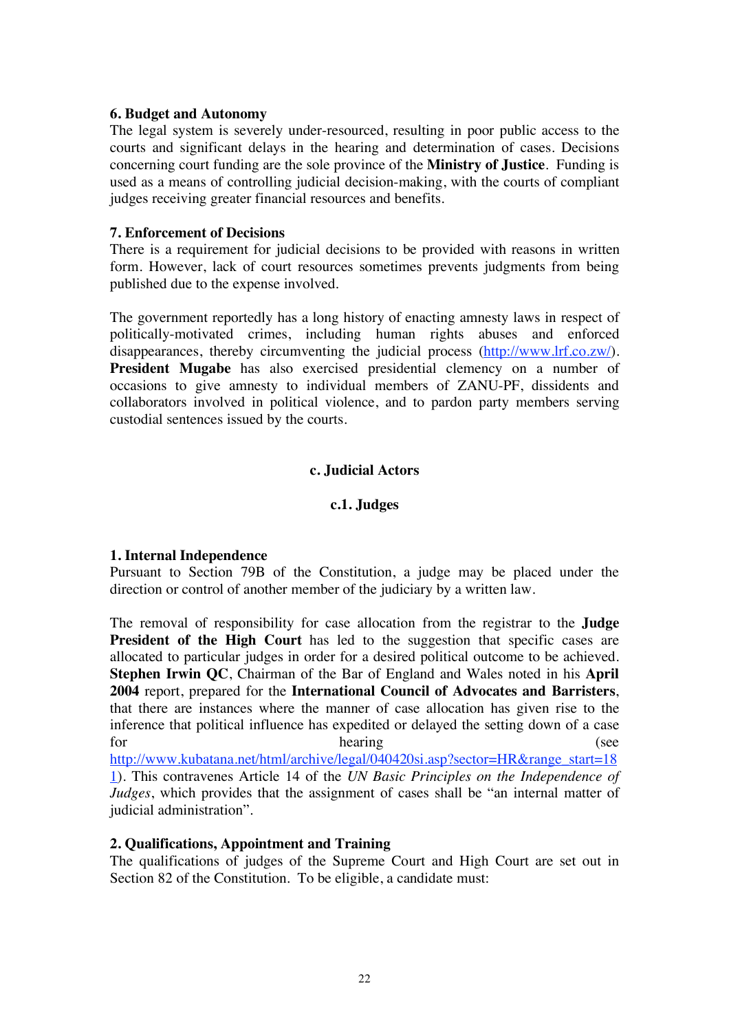**6. Budget and Autonomy**

The legal system is severely under-resourced, resulting in poor public access to the courts and significant delays in the hearing and determination of cases. Decisions concerning court funding are the sole province of the **Ministry of Justice**. Funding is used as a means of controlling judicial decision-making, with the courts of compliant judges receiving greater financial resources and benefits.

**7. Enforcement of Decisions**

There is a requirement for judicial decisions to be provided with reasons in written form. However, lack of court resources sometimes prevents judgments from being published due to the expense involved.

The government reportedly has a long history of enacting amnesty laws in respect of politically-motivated crimes, including human rights abuses and enforced disappearances, thereby circumventing the judicial process (http://www.lrf.co.zw/). **President Mugabe** has also exercised presidential clemency on a number of occasions to give amnesty to individual members of ZANU-PF, dissidents and collaborators involved in political violence, and to pardon party members serving custodial sentences issued by the courts.

## c. Judicial Actors

### c.1. Judges

**1. Internal Independence**

Pursuant to Section 79B of the Constitution, a judge may be placed under the direction or control of another member of the judiciary by a written law.

The removal of responsibility for case allocation from the registrar to the **Judge President of the High Court** has led to the suggestion that specific cases are allocated to particular judges in order for a desired political outcome to be achieved. **Stephen Irwin QC**, Chairman of the Bar of England and Wales noted in his **April 2004** report, prepared for the **International Council of Advocates and Barristers**, that there are instances where the manner of case allocation has given rise to the inference that political influence has expedited or delayed the setting down of a case for hearing (see http://www.kubatana.net/html/archive/legal/040420si.asp?sector=HR&range_start=181). This contravenes Article 14 of the *UN Basic Principles on the Independence of Judges*, which provides that the assignment of cases shall be "an internal matter of judicial administration".

**2. Qualifications, Appointment and Training**

The qualifications of judges of the Supreme Court and High Court are set out in Section 82 of the Constitution. To be eligible, a candidate must: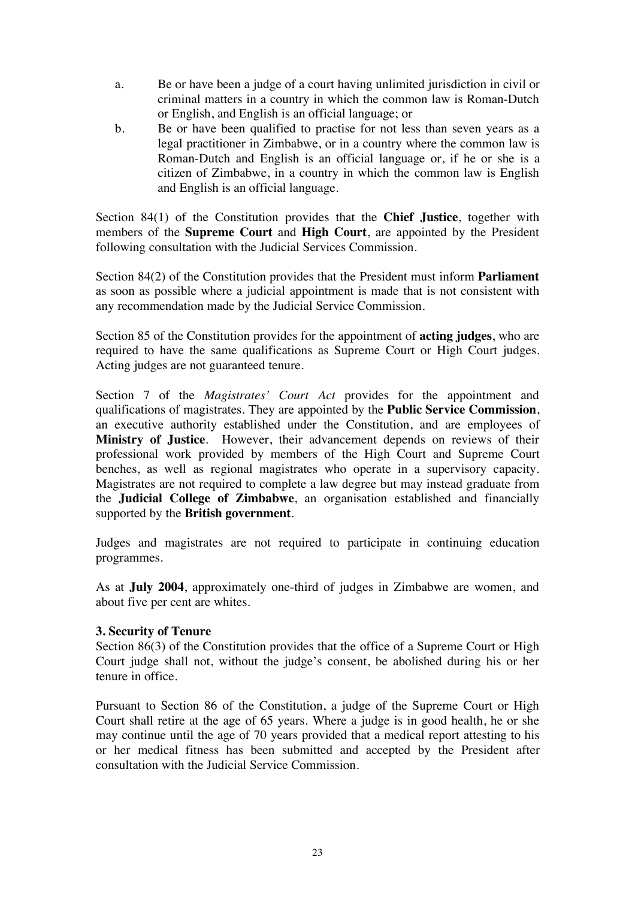a. Be or have been a judge of a court having unlimited jurisdiction in civil or criminal matters in a country in which the common law is Roman-Dutch or English, and English is an official language; or
b. Be or have been qualified to practise for not less than seven years as a legal practitioner in Zimbabwe, or in a country where the common law is Roman-Dutch and English is an official language or, if he or she is a citizen of Zimbabwe, in a country in which the common law is English and English is an official language.

Section 84(1) of the Constitution provides that the **Chief Justice**, together with members of the **Supreme Court** and **High Court**, are appointed by the President following consultation with the Judicial Services Commission.

Section 84(2) of the Constitution provides that the President must inform **Parliament** as soon as possible where a judicial appointment is made that is not consistent with any recommendation made by the Judicial Service Commission.

Section 85 of the Constitution provides for the appointment of **acting judges**, who are required to have the same qualifications as Supreme Court or High Court judges. Acting judges are not guaranteed tenure.

Section 7 of the *Magistrates' Court Act* provides for the appointment and qualifications of magistrates. They are appointed by the **Public Service Commission**, an executive authority established under the Constitution, and are employees of **Ministry of Justice**. However, their advancement depends on reviews of their professional work provided by members of the High Court and Supreme Court benches, as well as regional magistrates who operate in a supervisory capacity. Magistrates are not required to complete a law degree but may instead graduate from the **Judicial College of Zimbabwe**, an organisation established and financially supported by the **British government**.

Judges and magistrates are not required to participate in continuing education programmes.

As at **July 2004**, approximately one-third of judges in Zimbabwe are women, and about five per cent are whites.

**3. Security of Tenure**

Section 86(3) of the Constitution provides that the office of a Supreme Court or High Court judge shall not, without the judge's consent, be abolished during his or her tenure in office.

Pursuant to Section 86 of the Constitution, a judge of the Supreme Court or High Court shall retire at the age of 65 years. Where a judge is in good health, he or she may continue until the age of 70 years provided that a medical report attesting to his or her medical fitness has been submitted and accepted by the President after consultation with the Judicial Service Commission.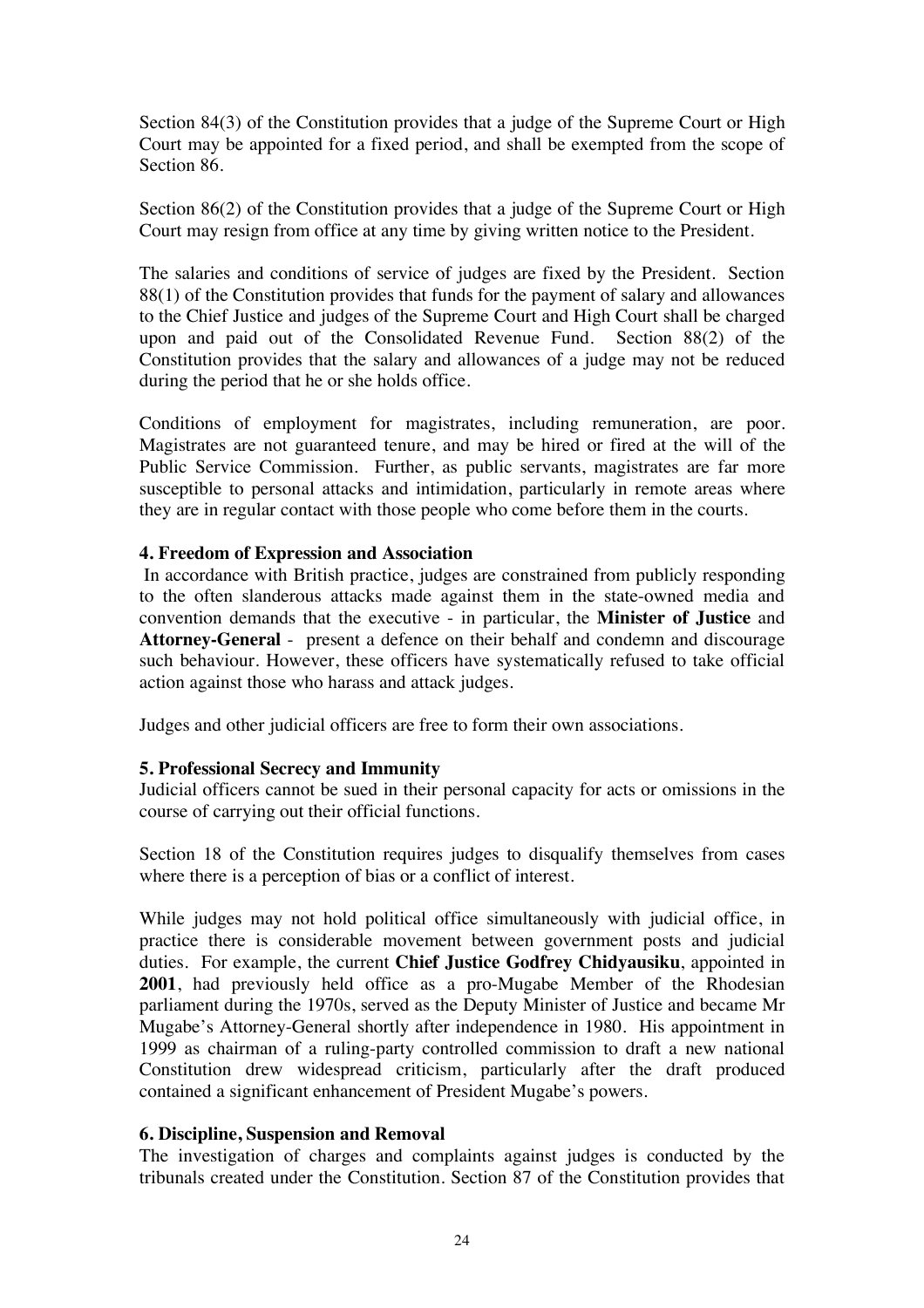Section 84(3) of the Constitution provides that a judge of the Supreme Court or High Court may be appointed for a fixed period, and shall be exempted from the scope of Section 86.

Section 86(2) of the Constitution provides that a judge of the Supreme Court or High Court may resign from office at any time by giving written notice to the President.

The salaries and conditions of service of judges are fixed by the President. Section 88(1) of the Constitution provides that funds for the payment of salary and allowances to the Chief Justice and judges of the Supreme Court and High Court shall be charged upon and paid out of the Consolidated Revenue Fund. Section 88(2) of the Constitution provides that the salary and allowances of a judge may not be reduced during the period that he or she holds office.

Conditions of employment for magistrates, including remuneration, are poor. Magistrates are not guaranteed tenure, and may be hired or fired at the will of the Public Service Commission. Further, as public servants, magistrates are far more susceptible to personal attacks and intimidation, particularly in remote areas where they are in regular contact with those people who come before them in the courts.

### 4. Freedom of Expression and Association

In accordance with British practice, judges are constrained from publicly responding to the often slanderous attacks made against them in the state-owned media and convention demands that the executive - in particular, the **Minister of Justice** and **Attorney-General** - present a defence on their behalf and condemn and discourage such behaviour. However, these officers have systematically refused to take official action against those who harass and attack judges.

Judges and other judicial officers are free to form their own associations.

### 5. Professional Secrecy and Immunity

Judicial officers cannot be sued in their personal capacity for acts or omissions in the course of carrying out their official functions.

Section 18 of the Constitution requires judges to disqualify themselves from cases where there is a perception of bias or a conflict of interest.

While judges may not hold political office simultaneously with judicial office, in practice there is considerable movement between government posts and judicial duties. For example, the current **Chief Justice Godfrey Chidyausiku**, appointed in **2001**, had previously held office as a pro-Mugabe Member of the Rhodesian parliament during the 1970s, served as the Deputy Minister of Justice and became Mr Mugabe's Attorney-General shortly after independence in 1980. His appointment in 1999 as chairman of a ruling-party controlled commission to draft a new national Constitution drew widespread criticism, particularly after the draft produced contained a significant enhancement of President Mugabe's powers.

### 6. Discipline, Suspension and Removal

The investigation of charges and complaints against judges is conducted by the tribunals created under the Constitution. Section 87 of the Constitution provides that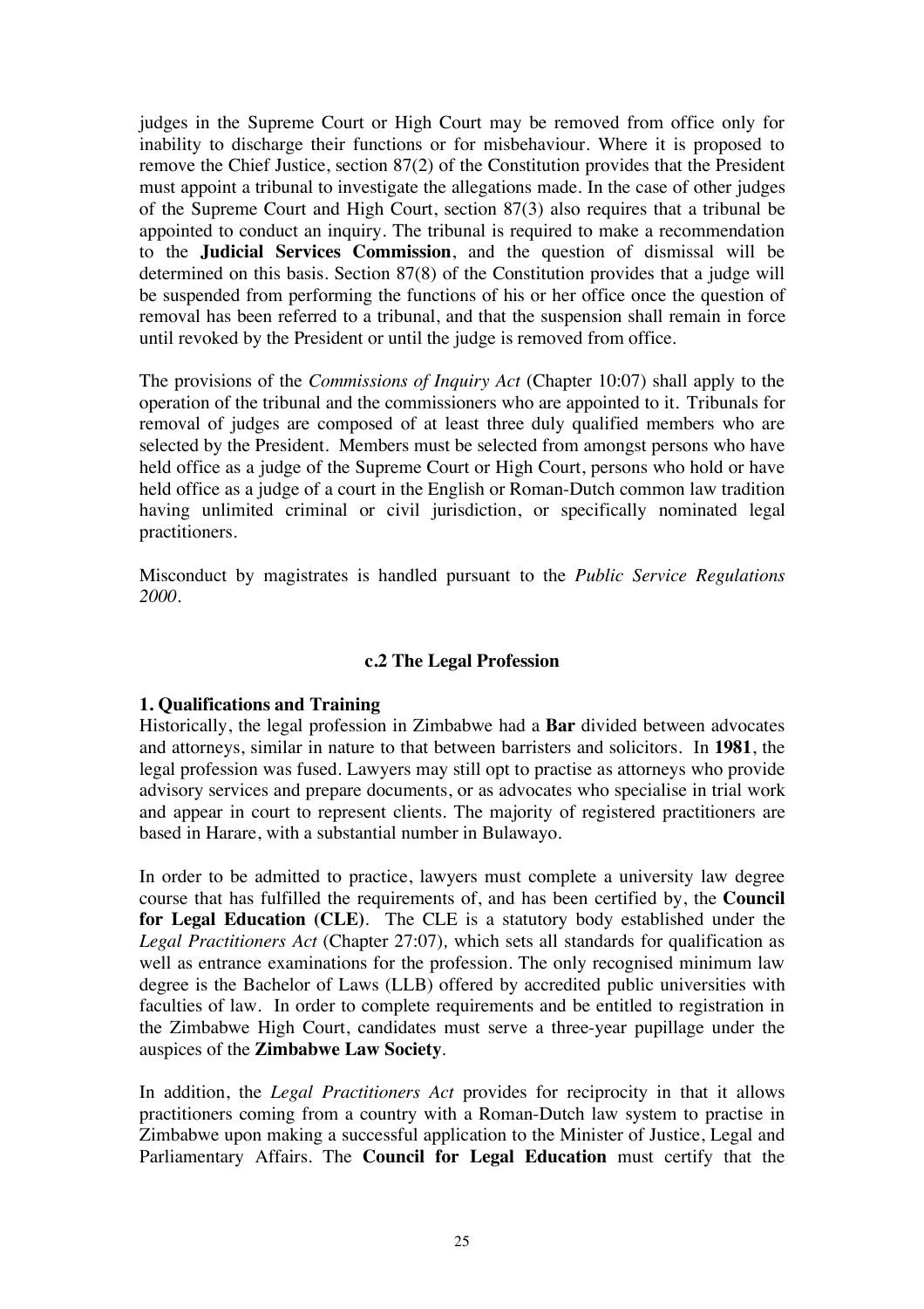judges in the Supreme Court or High Court may be removed from office only for inability to discharge their functions or for misbehaviour. Where it is proposed to remove the Chief Justice, section 87(2) of the Constitution provides that the President must appoint a tribunal to investigate the allegations made. In the case of other judges of the Supreme Court and High Court, section 87(3) also requires that a tribunal be appointed to conduct an inquiry. The tribunal is required to make a recommendation to the **Judicial Services Commission**, and the question of dismissal will be determined on this basis. Section 87(8) of the Constitution provides that a judge will be suspended from performing the functions of his or her office once the question of removal has been referred to a tribunal, and that the suspension shall remain in force until revoked by the President or until the judge is removed from office.

The provisions of the *Commissions of Inquiry Act* (Chapter 10:07) shall apply to the operation of the tribunal and the commissioners who are appointed to it. Tribunals for removal of judges are composed of at least three duly qualified members who are selected by the President. Members must be selected from amongst persons who have held office as a judge of the Supreme Court or High Court, persons who hold or have held office as a judge of a court in the English or Roman-Dutch common law tradition having unlimited criminal or civil jurisdiction, or specifically nominated legal practitioners.

Misconduct by magistrates is handled pursuant to the *Public Service Regulations 2000*.

### c.2 The Legal Profession

#### 1. Qualifications and Training

Historically, the legal profession in Zimbabwe had a **Bar** divided between advocates and attorneys, similar in nature to that between barristers and solicitors. In **1981**, the legal profession was fused. Lawyers may still opt to practise as attorneys who provide advisory services and prepare documents, or as advocates who specialise in trial work and appear in court to represent clients. The majority of registered practitioners are based in Harare, with a substantial number in Bulawayo.

In order to be admitted to practice, lawyers must complete a university law degree course that has fulfilled the requirements of, and has been certified by, the **Council for Legal Education (CLE)**. The CLE is a statutory body established under the *Legal Practitioners Act* (Chapter 27:07), which sets all standards for qualification as well as entrance examinations for the profession. The only recognised minimum law degree is the Bachelor of Laws (LLB) offered by accredited public universities with faculties of law. In order to complete requirements and be entitled to registration in the Zimbabwe High Court, candidates must serve a three-year pupillage under the auspices of the **Zimbabwe Law Society**.

In addition, the *Legal Practitioners Act* provides for reciprocity in that it allows practitioners coming from a country with a Roman-Dutch law system to practise in Zimbabwe upon making a successful application to the Minister of Justice, Legal and Parliamentary Affairs. The **Council for Legal Education** must certify that the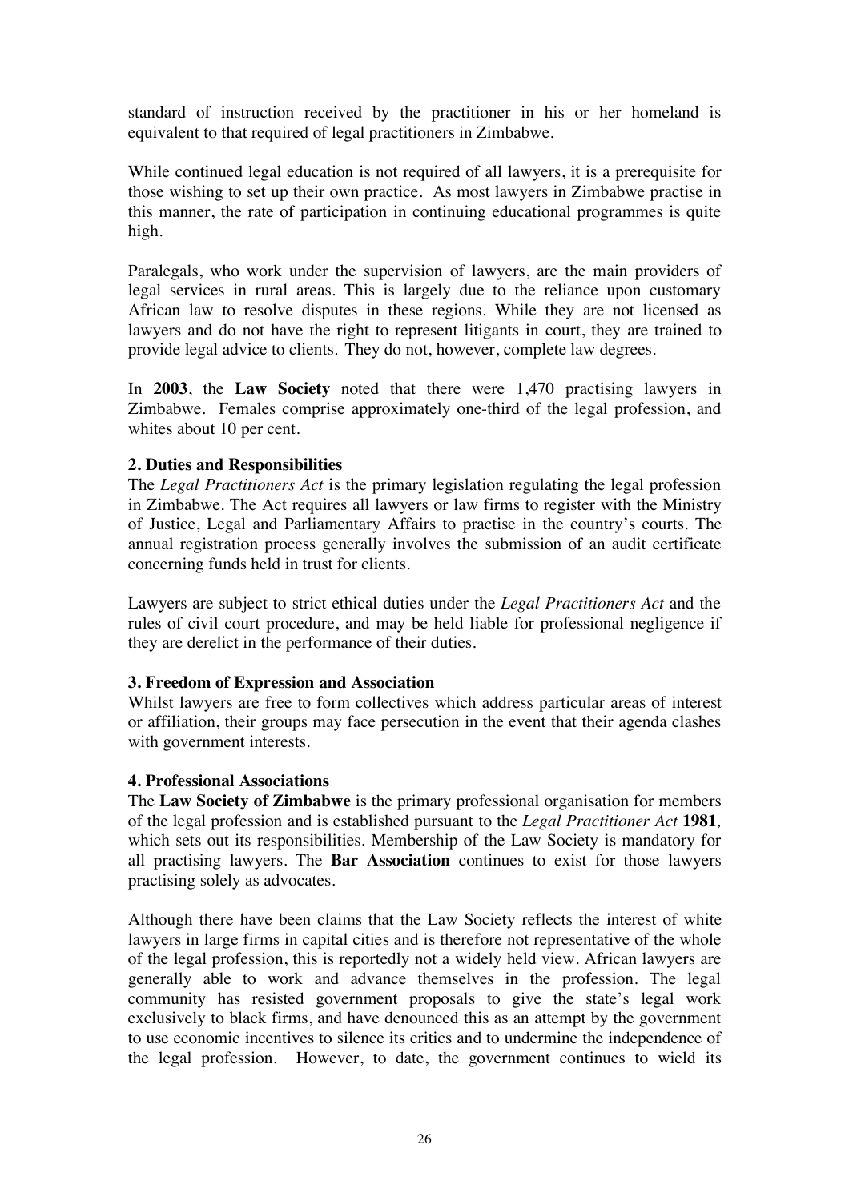standard of instruction received by the practitioner in his or her homeland is equivalent to that required of legal practitioners in Zimbabwe.

While continued legal education is not required of all lawyers, it is a prerequisite for those wishing to set up their own practice. As most lawyers in Zimbabwe practise in this manner, the rate of participation in continuing educational programmes is quite high.

Paralegals, who work under the supervision of lawyers, are the main providers of legal services in rural areas. This is largely due to the reliance upon customary African law to resolve disputes in these regions. While they are not licensed as lawyers and do not have the right to represent litigants in court, they are trained to provide legal advice to clients. They do not, however, complete law degrees.

In **2003**, the **Law Society** noted that there were 1,470 practising lawyers in Zimbabwe. Females comprise approximately one-third of the legal profession, and whites about 10 per cent.

**2. Duties and Responsibilities**

The *Legal Practitioners Act* is the primary legislation regulating the legal profession in Zimbabwe. The Act requires all lawyers or law firms to register with the Ministry of Justice, Legal and Parliamentary Affairs to practise in the country's courts. The annual registration process generally involves the submission of an audit certificate concerning funds held in trust for clients.

Lawyers are subject to strict ethical duties under the *Legal Practitioners Act* and the rules of civil court procedure, and may be held liable for professional negligence if they are derelict in the performance of their duties.

**3. Freedom of Expression and Association**

Whilst lawyers are free to form collectives which address particular areas of interest or affiliation, their groups may face persecution in the event that their agenda clashes with government interests.

**4. Professional Associations**

The **Law Society of Zimbabwe** is the primary professional organisation for members of the legal profession and is established pursuant to the *Legal Practitioner Act* **1981***,* which sets out its responsibilities. Membership of the Law Society is mandatory for all practising lawyers. The **Bar Association** continues to exist for those lawyers practising solely as advocates.

Although there have been claims that the Law Society reflects the interest of white lawyers in large firms in capital cities and is therefore not representative of the whole of the legal profession, this is reportedly not a widely held view. African lawyers are generally able to work and advance themselves in the profession. The legal community has resisted government proposals to give the state's legal work exclusively to black firms, and have denounced this as an attempt by the government to use economic incentives to silence its critics and to undermine the independence of the legal profession. However, to date, the government continues to wield its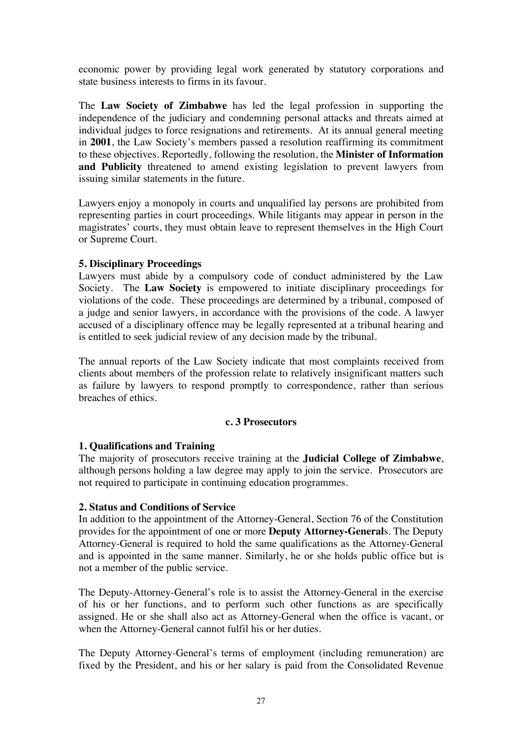economic power by providing legal work generated by statutory corporations and state business interests to firms in its favour.

The **Law Society of Zimbabwe** has led the legal profession in supporting the independence of the judiciary and condemning personal attacks and threats aimed at individual judges to force resignations and retirements. At its annual general meeting in **2001**, the Law Society's members passed a resolution reaffirming its commitment to these objectives. Reportedly, following the resolution, the **Minister of Information and Publicity** threatened to amend existing legislation to prevent lawyers from issuing similar statements in the future.

Lawyers enjoy a monopoly in courts and unqualified lay persons are prohibited from representing parties in court proceedings. While litigants may appear in person in the magistrates' courts, they must obtain leave to represent themselves in the High Court or Supreme Court.

**5. Disciplinary Proceedings**

Lawyers must abide by a compulsory code of conduct administered by the Law Society. The **Law Society** is empowered to initiate disciplinary proceedings for violations of the code. These proceedings are determined by a tribunal, composed of a judge and senior lawyers, in accordance with the provisions of the code. A lawyer accused of a disciplinary offence may be legally represented at a tribunal hearing and is entitled to seek judicial review of any decision made by the tribunal.

The annual reports of the Law Society indicate that most complaints received from clients about members of the profession relate to relatively insignificant matters such as failure by lawyers to respond promptly to correspondence, rather than serious breaches of ethics.

### c. 3 Prosecutors

**1. Qualifications and Training**

The majority of prosecutors receive training at the **Judicial College of Zimbabwe**, although persons holding a law degree may apply to join the service. Prosecutors are not required to participate in continuing education programmes.

**2. Status and Conditions of Service**

In addition to the appointment of the Attorney-General, Section 76 of the Constitution provides for the appointment of one or more **Deputy Attorney-General**s. The Deputy Attorney-General is required to hold the same qualifications as the Attorney-General and is appointed in the same manner. Similarly, he or she holds public office but is not a member of the public service.

The Deputy-Attorney-General's role is to assist the Attorney-General in the exercise of his or her functions, and to perform such other functions as are specifically assigned. He or she shall also act as Attorney-General when the office is vacant, or when the Attorney-General cannot fulfil his or her duties.

The Deputy Attorney-General's terms of employment (including remuneration) are fixed by the President, and his or her salary is paid from the Consolidated Revenue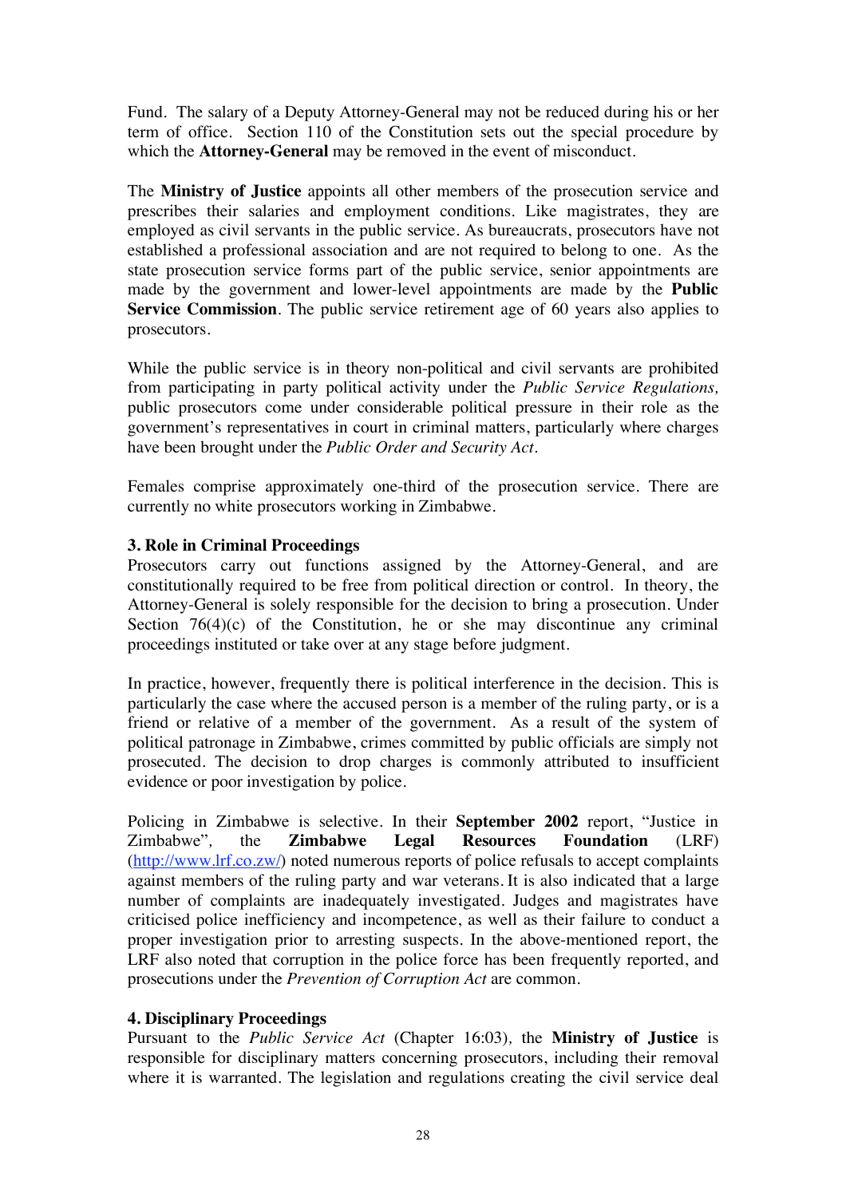Fund. The salary of a Deputy Attorney-General may not be reduced during his or her term of office. Section 110 of the Constitution sets out the special procedure by which the **Attorney-General** may be removed in the event of misconduct.

The **Ministry of Justice** appoints all other members of the prosecution service and prescribes their salaries and employment conditions. Like magistrates, they are employed as civil servants in the public service. As bureaucrats, prosecutors have not established a professional association and are not required to belong to one. As the state prosecution service forms part of the public service, senior appointments are made by the government and lower-level appointments are made by the **Public Service Commission**. The public service retirement age of 60 years also applies to prosecutors.

While the public service is in theory non-political and civil servants are prohibited from participating in party political activity under the *Public Service Regulations,* public prosecutors come under considerable political pressure in their role as the government's representatives in court in criminal matters, particularly where charges have been brought under the *Public Order and Security Act*.

Females comprise approximately one-third of the prosecution service. There are currently no white prosecutors working in Zimbabwe.

**3. Role in Criminal Proceedings**

Prosecutors carry out functions assigned by the Attorney-General, and are constitutionally required to be free from political direction or control. In theory, the Attorney-General is solely responsible for the decision to bring a prosecution. Under Section 76(4)(c) of the Constitution, he or she may discontinue any criminal proceedings instituted or take over at any stage before judgment.

In practice, however, frequently there is political interference in the decision. This is particularly the case where the accused person is a member of the ruling party, or is a friend or relative of a member of the government. As a result of the system of political patronage in Zimbabwe, crimes committed by public officials are simply not prosecuted. The decision to drop charges is commonly attributed to insufficient evidence or poor investigation by police.

Policing in Zimbabwe is selective. In their **September 2002** report, "Justice in Zimbabwe", the **Zimbabwe Legal Resources Foundation** (LRF) (http://www.lrf.co.zw/) noted numerous reports of police refusals to accept complaints against members of the ruling party and war veterans. It is also indicated that a large number of complaints are inadequately investigated. Judges and magistrates have criticised police inefficiency and incompetence, as well as their failure to conduct a proper investigation prior to arresting suspects. In the above-mentioned report, the LRF also noted that corruption in the police force has been frequently reported, and prosecutions under the *Prevention of Corruption Act* are common.

**4. Disciplinary Proceedings**

Pursuant to the *Public Service Act* (Chapter 16:03)*,* the **Ministry of Justice** is responsible for disciplinary matters concerning prosecutors, including their removal where it is warranted. The legislation and regulations creating the civil service deal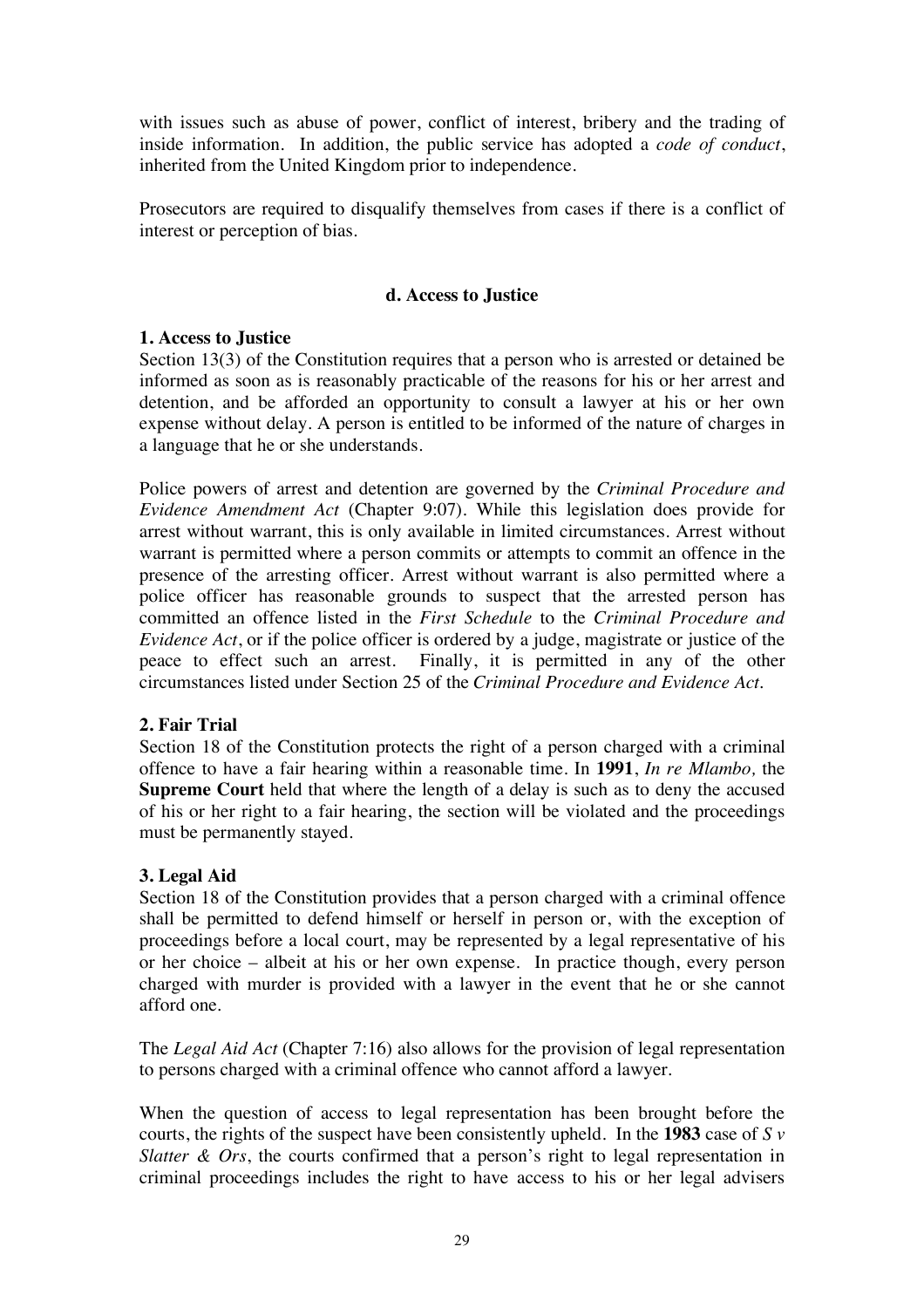with issues such as abuse of power, conflict of interest, bribery and the trading of inside information. In addition, the public service has adopted a *code of conduct*, inherited from the United Kingdom prior to independence.

Prosecutors are required to disqualify themselves from cases if there is a conflict of interest or perception of bias.

### d. Access to Justice

**1. Access to Justice**

Section 13(3) of the Constitution requires that a person who is arrested or detained be informed as soon as is reasonably practicable of the reasons for his or her arrest and detention, and be afforded an opportunity to consult a lawyer at his or her own expense without delay. A person is entitled to be informed of the nature of charges in a language that he or she understands.

Police powers of arrest and detention are governed by the *Criminal Procedure and Evidence Amendment Act* (Chapter 9:07). While this legislation does provide for arrest without warrant, this is only available in limited circumstances. Arrest without warrant is permitted where a person commits or attempts to commit an offence in the presence of the arresting officer. Arrest without warrant is also permitted where a police officer has reasonable grounds to suspect that the arrested person has committed an offence listed in the *First Schedule* to the *Criminal Procedure and Evidence Act*, or if the police officer is ordered by a judge, magistrate or justice of the peace to effect such an arrest. Finally, it is permitted in any of the other circumstances listed under Section 25 of the *Criminal Procedure and Evidence Act.*

**2. Fair Trial**

Section 18 of the Constitution protects the right of a person charged with a criminal offence to have a fair hearing within a reasonable time. In **1991**, *In re Mlambo,* the **Supreme Court** held that where the length of a delay is such as to deny the accused of his or her right to a fair hearing, the section will be violated and the proceedings must be permanently stayed.

**3. Legal Aid**

Section 18 of the Constitution provides that a person charged with a criminal offence shall be permitted to defend himself or herself in person or, with the exception of proceedings before a local court, may be represented by a legal representative of his or her choice – albeit at his or her own expense. In practice though, every person charged with murder is provided with a lawyer in the event that he or she cannot afford one.

The *Legal Aid Act* (Chapter 7:16) also allows for the provision of legal representation to persons charged with a criminal offence who cannot afford a lawyer.

When the question of access to legal representation has been brought before the courts, the rights of the suspect have been consistently upheld. In the **1983** case of *S v Slatter & Ors*, the courts confirmed that a person's right to legal representation in criminal proceedings includes the right to have access to his or her legal advisers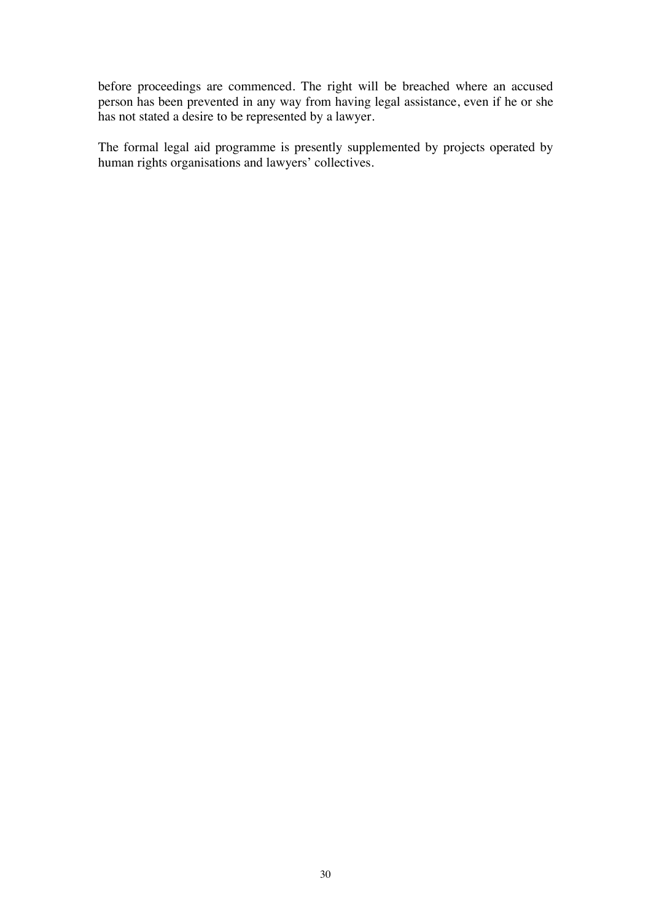before proceedings are commenced. The right will be breached where an accused person has been prevented in any way from having legal assistance, even if he or she has not stated a desire to be represented by a lawyer.

The formal legal aid programme is presently supplemented by projects operated by human rights organisations and lawyers' collectives.